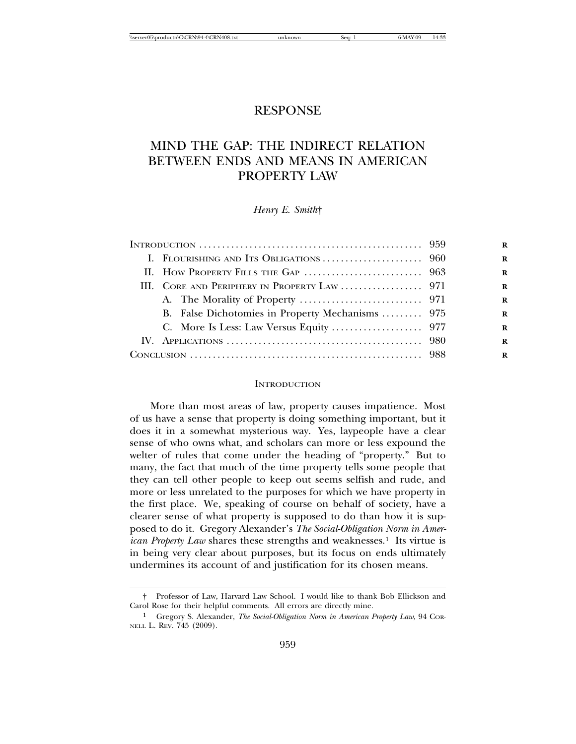RESPONSE

# MIND THE GAP: THE INDIRECT RELATION BETWEEN ENDS AND MEANS IN AMERICAN PROPERTY LAW

*Henry E. Smith*†

| | |
|---|---|
| Introduction | 959 |
| I. Flourishing and Its Obligations | 960 |
| II. How Property Fills the Gap | 963 |
| III. Core and Periphery in Property Law | 971 |
| A. The Morality of Property | 971 |
| B. False Dichotomies in Property Mechanisms | 975 |
| C. More Is Less: Law Versus Equity | 977 |
| IV. Applications | 980 |
| Conclusion | 988 |

## Introduction

More than most areas of law, property causes impatience. Most of us have a sense that property is doing something important, but it does it in a somewhat mysterious way. Yes, laypeople have a clear sense of who owns what, and scholars can more or less expound the welter of rules that come under the heading of "property." But to many, the fact that much of the time property tells some people that they can tell other people to keep out seems selfish and rude, and more or less unrelated to the purposes for which we have property in the first place. We, speaking of course on behalf of society, have a clearer sense of what property is supposed to do than how it is supposed to do it. Gregory Alexander's *The Social-Obligation Norm in American Property Law* shares these strengths and weaknesses.[1] Its virtue is in being very clear about purposes, but its focus on ends ultimately undermines its account of and justification for its chosen means.

---

† Professor of Law, Harvard Law School. I would like to thank Bob Ellickson and Carol Rose for their helpful comments. All errors are directly mine.

[1] Gregory S. Alexander, *The Social-Obligation Norm in American Property Law*, 94 Cornell L. Rev. 745 (2009).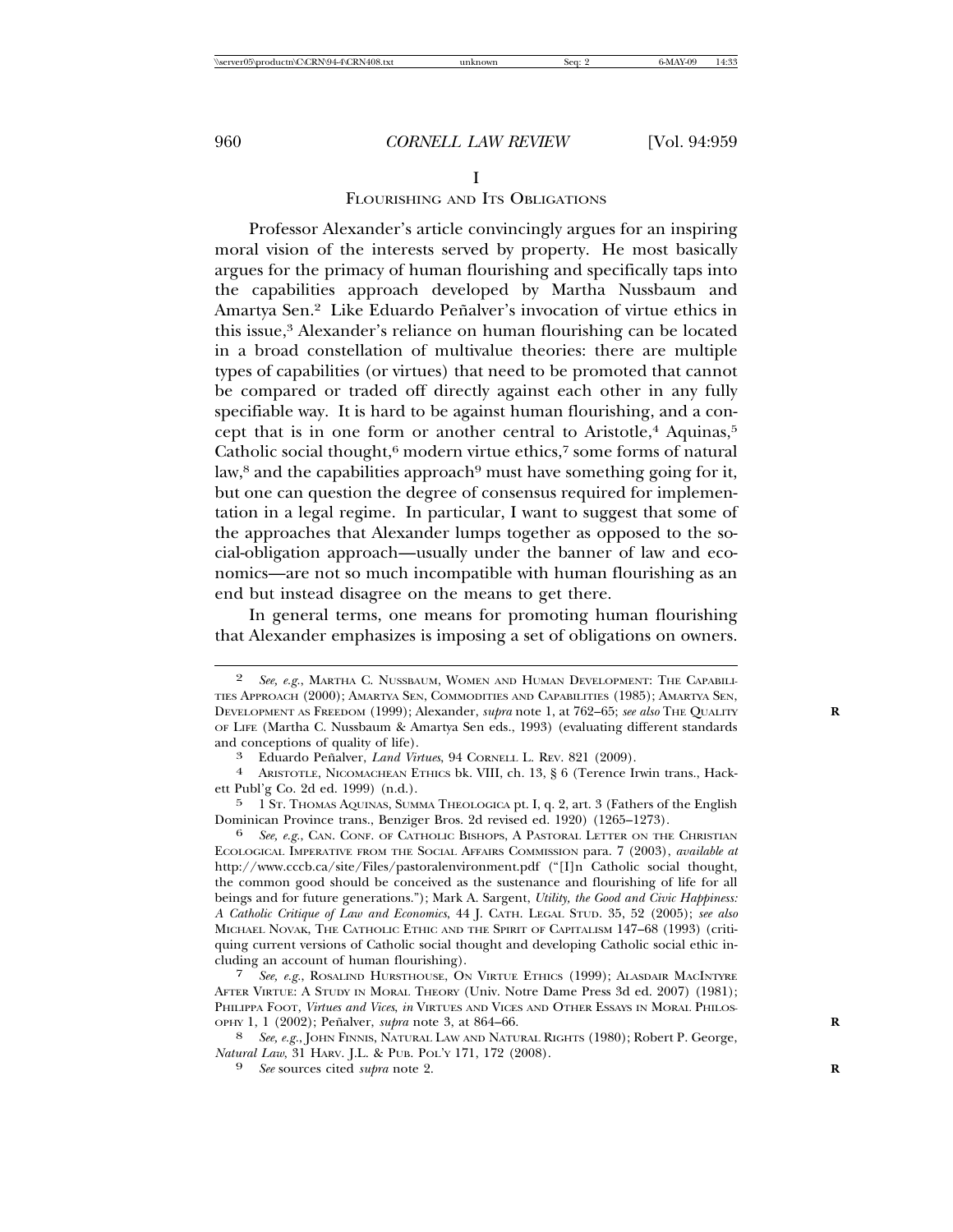# I

## Flourishing and Its Obligations

Professor Alexander's article convincingly argues for an inspiring moral vision of the interests served by property. He most basically argues for the primacy of human flourishing and specifically taps into the capabilities approach developed by Martha Nussbaum and Amartya Sen.[2] Like Eduardo Peñalver's invocation of virtue ethics in this issue,[3] Alexander's reliance on human flourishing can be located in a broad constellation of multivalue theories: there are multiple types of capabilities (or virtues) that need to be promoted that cannot be compared or traded off directly against each other in any fully specifiable way. It is hard to be against human flourishing, and a concept that is in one form or another central to Aristotle,[4] Aquinas,[5] Catholic social thought,[6] modern virtue ethics,[7] some forms of natural law,[8] and the capabilities approach[9] must have something going for it, but one can question the degree of consensus required for implementation in a legal regime. In particular, I want to suggest that some of the approaches that Alexander lumps together as opposed to the social-obligation approach—usually under the banner of law and economics—are not so much incompatible with human flourishing as an end but instead disagree on the means to get there.

In general terms, one means for promoting human flourishing that Alexander emphasizes is imposing a set of obligations on owners.

---

2 *See, e.g.*, Martha C. Nussbaum, Women and Human Development: The Capabilities Approach (2000); Amartya Sen, Commodities and Capabilities (1985); Amartya Sen, Development as Freedom (1999); Alexander, *supra* note 1, at 762–65; *see also* The Quality of Life (Martha C. Nussbaum & Amartya Sen eds., 1993) (evaluating different standards and conceptions of quality of life).

3 Eduardo Peñalver, *Land Virtues*, 94 Cornell L. Rev. 821 (2009).

4 Aristotle, Nicomachean Ethics bk. VIII, ch. 13, § 6 (Terence Irwin trans., Hackett Publ'g Co. 2d ed. 1999) (n.d.).

5 1 St. Thomas Aquinas, Summa Theologica pt. I, q. 2, art. 3 (Fathers of the English Dominican Province trans., Benziger Bros. 2d revised ed. 1920) (1265–1273).

6 *See, e.g.*, Can. Conf. of Catholic Bishops, A Pastoral Letter on the Christian Ecological Imperative from the Social Affairs Commission para. 7 (2003), *available at* http://www.cccb.ca/site/Files/pastoralenvironment.pdf ("[I]n Catholic social thought, the common good should be conceived as the sustenance and flourishing of life for all beings and for future generations."); Mark A. Sargent, *Utility, the Good and Civic Happiness: A Catholic Critique of Law and Economics*, 44 J. Cath. Legal Stud. 35, 52 (2005); *see also* Michael Novak, The Catholic Ethic and the Spirit of Capitalism 147–68 (1993) (critiquing current versions of Catholic social thought and developing Catholic social ethic including an account of human flourishing).

7 *See, e.g.*, Rosalind Hursthouse, On Virtue Ethics (1999); Alasdair MacIntyre After Virtue: A Study in Moral Theory (Univ. Notre Dame Press 3d ed. 2007) (1981); Philippa Foot, *Virtues and Vices*, *in* Virtues and Vices and Other Essays in Moral Philosophy 1, 1 (2002); Peñalver, *supra* note 3, at 864–66.

8 *See, e.g.*, John Finnis, Natural Law and Natural Rights (1980); Robert P. George, *Natural Law*, 31 Harv. J.L. & Pub. Pol'y 171, 172 (2008).

9 *See* sources cited *supra* note 2.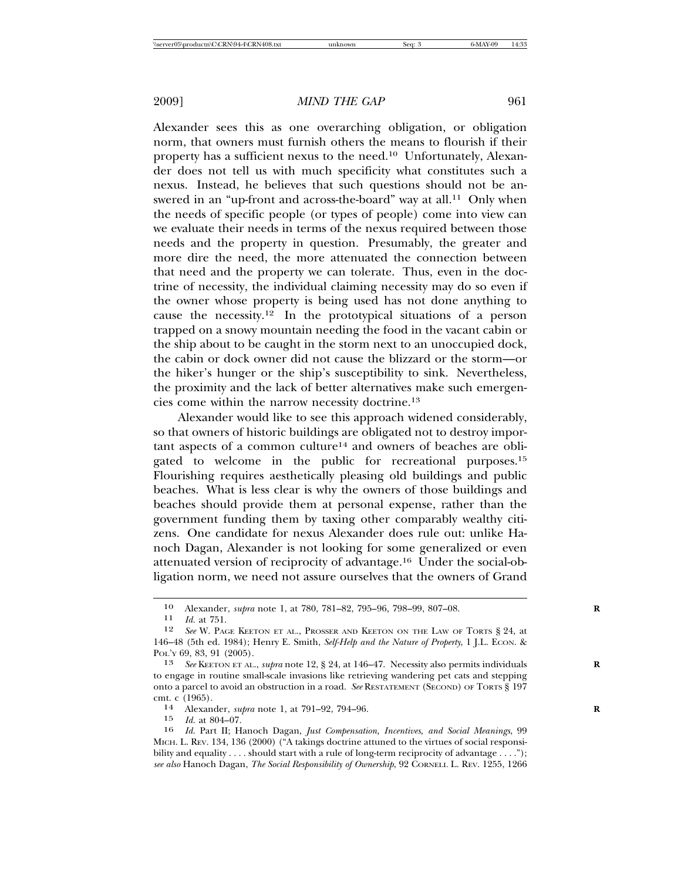Alexander sees this as one overarching obligation, or obligation norm, that owners must furnish others the means to flourish if their property has a sufficient nexus to the need.[10] Unfortunately, Alexander does not tell us with much specificity what constitutes such a nexus. Instead, he believes that such questions should not be answered in an "up-front and across-the-board" way at all.[11] Only when the needs of specific people (or types of people) come into view can we evaluate their needs in terms of the nexus required between those needs and the property in question. Presumably, the greater and more dire the need, the more attenuated the connection between that need and the property we can tolerate. Thus, even in the doctrine of necessity, the individual claiming necessity may do so even if the owner whose property is being used has not done anything to cause the necessity.[12] In the prototypical situations of a person trapped on a snowy mountain needing the food in the vacant cabin or the ship about to be caught in the storm next to an unoccupied dock, the cabin or dock owner did not cause the blizzard or the storm—or the hiker's hunger or the ship's susceptibility to sink. Nevertheless, the proximity and the lack of better alternatives make such emergencies come within the narrow necessity doctrine.[13]

Alexander would like to see this approach widened considerably, so that owners of historic buildings are obligated not to destroy important aspects of a common culture[14] and owners of beaches are obligated to welcome in the public for recreational purposes.[15] Flourishing requires aesthetically pleasing old buildings and public beaches. What is less clear is why the owners of those buildings and beaches should provide them at personal expense, rather than the government funding them by taxing other comparably wealthy citizens. One candidate for nexus Alexander does rule out: unlike Hanoch Dagan, Alexander is not looking for some generalized or even attenuated version of reciprocity of advantage.[16] Under the social-obligation norm, we need not assure ourselves that the owners of Grand

---

[10] Alexander, *supra* note 1, at 780, 781–82, 795–96, 798–99, 807–08.

[11] *Id.* at 751.

[12] *See* W. PAGE KEETON ET AL., PROSSER AND KEETON ON THE LAW OF TORTS § 24, at 146–48 (5th ed. 1984); Henry E. Smith, *Self-Help and the Nature of Property*, 1 J.L. ECON. & POL'Y 69, 83, 91 (2005).

[13] *See* KEETON ET AL., *supra* note 12, § 24, at 146–47. Necessity also permits individuals to engage in routine small-scale invasions like retrieving wandering pet cats and stepping onto a parcel to avoid an obstruction in a road. *See* RESTATEMENT (SECOND) OF TORTS § 197 cmt. c (1965).

[14] Alexander, *supra* note 1, at 791–92, 794–96.

[15] *Id.* at 804–07.

[16] *Id.* Part II; Hanoch Dagan, *Just Compensation, Incentives, and Social Meanings*, 99 MICH. L. REV. 134, 136 (2000) ("A takings doctrine attuned to the virtues of social responsibility and equality . . . . should start with a rule of long-term reciprocity of advantage . . . ."); *see also* Hanoch Dagan, *The Social Responsibility of Ownership*, 92 CORNELL L. REV. 1255, 1266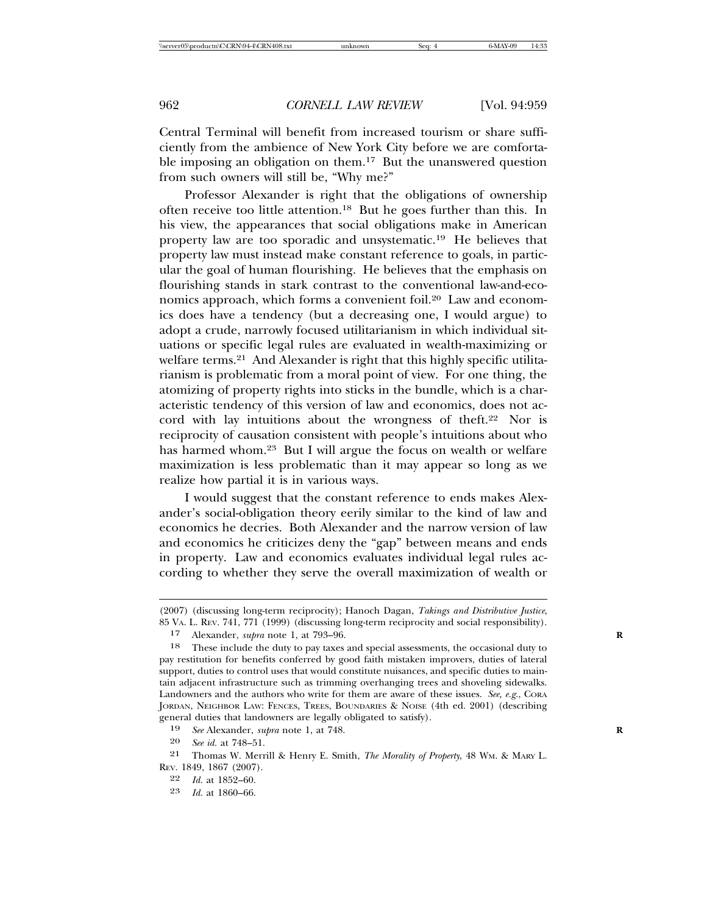Central Terminal will benefit from increased tourism or share sufficiently from the ambience of New York City before we are comfortable imposing an obligation on them.[17] But the unanswered question from such owners will still be, "Why me?"

Professor Alexander is right that the obligations of ownership often receive too little attention.[18] But he goes further than this. In his view, the appearances that social obligations make in American property law are too sporadic and unsystematic.[19] He believes that property law must instead make constant reference to goals, in particular the goal of human flourishing. He believes that the emphasis on flourishing stands in stark contrast to the conventional law-and-economics approach, which forms a convenient foil.[20] Law and economics does have a tendency (but a decreasing one, I would argue) to adopt a crude, narrowly focused utilitarianism in which individual situations or specific legal rules are evaluated in wealth-maximizing or welfare terms.[21] And Alexander is right that this highly specific utilitarianism is problematic from a moral point of view. For one thing, the atomizing of property rights into sticks in the bundle, which is a characteristic tendency of this version of law and economics, does not accord with lay intuitions about the wrongness of theft.[22] Nor is reciprocity of causation consistent with people's intuitions about who has harmed whom.[23] But I will argue the focus on wealth or welfare maximization is less problematic than it may appear so long as we realize how partial it is in various ways.

I would suggest that the constant reference to ends makes Alexander's social-obligation theory eerily similar to the kind of law and economics he decries. Both Alexander and the narrow version of law and economics he criticizes deny the "gap" between means and ends in property. Law and economics evaluates individual legal rules according to whether they serve the overall maximization of wealth or

---

(2007) (discussing long-term reciprocity); Hanoch Dagan, *Takings and Distributive Justice*, 85 VA. L. REV. 741, 771 (1999) (discussing long-term reciprocity and social responsibility).

17 Alexander, *supra* note 1, at 793–96.

18 These include the duty to pay taxes and special assessments, the occasional duty to pay restitution for benefits conferred by good faith mistaken improvers, duties of lateral support, duties to control uses that would constitute nuisances, and specific duties to maintain adjacent infrastructure such as trimming overhanging trees and shoveling sidewalks. Landowners and the authors who write for them are aware of these issues. *See, e.g.*, CORA JORDAN, NEIGHBOR LAW: FENCES, TREES, BOUNDARIES & NOISE (4th ed. 2001) (describing general duties that landowners are legally obligated to satisfy).

19 *See* Alexander, *supra* note 1, at 748.

20 *See id.* at 748–51.

21 Thomas W. Merrill & Henry E. Smith, *The Morality of Property*, 48 WM. & MARY L. REV. 1849, 1867 (2007).

22 *Id.* at 1852–60.

23 *Id.* at 1860–66.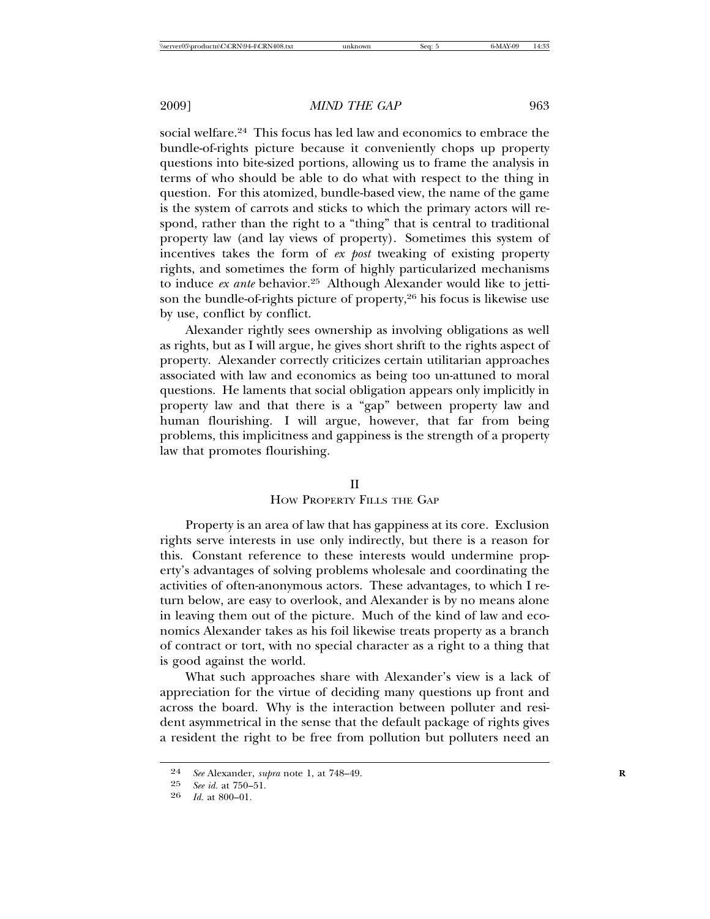social welfare.[24] This focus has led law and economics to embrace the bundle-of-rights picture because it conveniently chops up property questions into bite-sized portions, allowing us to frame the analysis in terms of who should be able to do what with respect to the thing in question. For this atomized, bundle-based view, the name of the game is the system of carrots and sticks to which the primary actors will respond, rather than the right to a "thing" that is central to traditional property law (and lay views of property). Sometimes this system of incentives takes the form of *ex post* tweaking of existing property rights, and sometimes the form of highly particularized mechanisms to induce *ex ante* behavior.[25] Although Alexander would like to jettison the bundle-of-rights picture of property,[26] his focus is likewise use by use, conflict by conflict.

Alexander rightly sees ownership as involving obligations as well as rights, but as I will argue, he gives short shrift to the rights aspect of property. Alexander correctly criticizes certain utilitarian approaches associated with law and economics as being too un-attuned to moral questions. He laments that social obligation appears only implicitly in property law and that there is a "gap" between property law and human flourishing. I will argue, however, that far from being problems, this implicitness and gappiness is the strength of a property law that promotes flourishing.

## II
## How Property Fills the Gap

Property is an area of law that has gappiness at its core. Exclusion rights serve interests in use only indirectly, but there is a reason for this. Constant reference to these interests would undermine property's advantages of solving problems wholesale and coordinating the activities of often-anonymous actors. These advantages, to which I return below, are easy to overlook, and Alexander is by no means alone in leaving them out of the picture. Much of the kind of law and economics Alexander takes as his foil likewise treats property as a branch of contract or tort, with no special character as a right to a thing that is good against the world.

What such approaches share with Alexander's view is a lack of appreciation for the virtue of deciding many questions up front and across the board. Why is the interaction between polluter and resident asymmetrical in the sense that the default package of rights gives a resident the right to be free from pollution but polluters need an

---

24 *See* Alexander, *supra* note 1, at 748–49.

25 *See id.* at 750–51.

26 *Id.* at 800–01.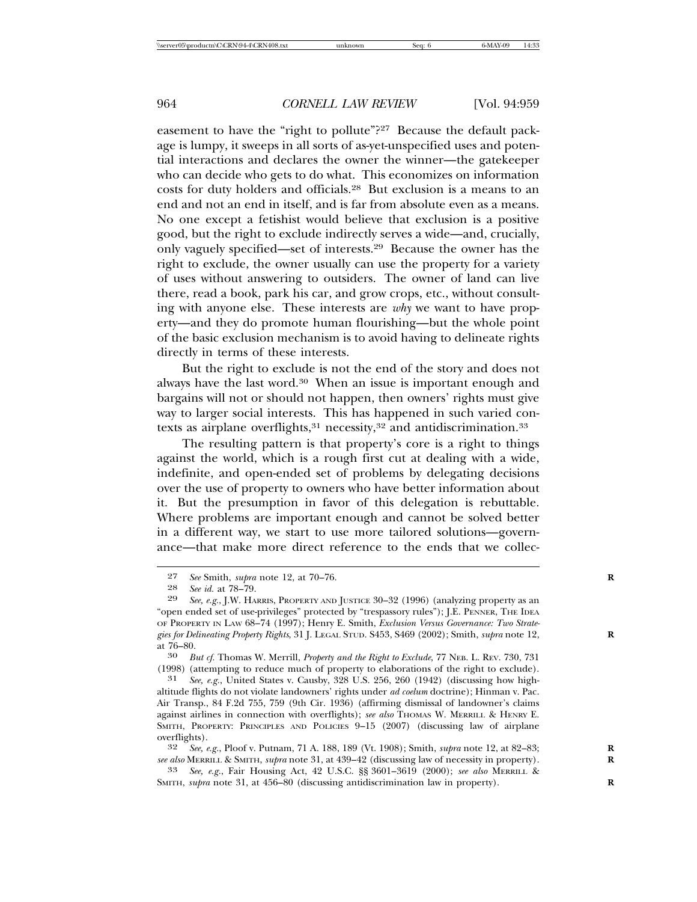easement to have the "right to pollute"?[27] Because the default package is lumpy, it sweeps in all sorts of as-yet-unspecified uses and potential interactions and declares the owner the winner—the gatekeeper who can decide who gets to do what. This economizes on information costs for duty holders and officials.[28] But exclusion is a means to an end and not an end in itself, and is far from absolute even as a means. No one except a fetishist would believe that exclusion is a positive good, but the right to exclude indirectly serves a wide—and, crucially, only vaguely specified—set of interests.[29] Because the owner has the right to exclude, the owner usually can use the property for a variety of uses without answering to outsiders. The owner of land can live there, read a book, park his car, and grow crops, etc., without consulting with anyone else. These interests are *why* we want to have property—and they do promote human flourishing—but the whole point of the basic exclusion mechanism is to avoid having to delineate rights directly in terms of these interests.

But the right to exclude is not the end of the story and does not always have the last word.[30] When an issue is important enough and bargains will not or should not happen, then owners' rights must give way to larger social interests. This has happened in such varied contexts as airplane overflights,[31] necessity,[32] and antidiscrimination.[33]

The resulting pattern is that property's core is a right to things against the world, which is a rough first cut at dealing with a wide, indefinite, and open-ended set of problems by delegating decisions over the use of property to owners who have better information about it. But the presumption in favor of this delegation is rebuttable. Where problems are important enough and cannot be solved better in a different way, we start to use more tailored solutions—governance—that make more direct reference to the ends that we collec-

---

27 *See* Smith, *supra* note 12, at 70–76.

28 *See id.* at 78–79.

29 *See, e.g.*, J.W. HARRIS, PROPERTY AND JUSTICE 30–32 (1996) (analyzing property as an "open ended set of use-privileges" protected by "trespassory rules"); J.E. PENNER, THE IDEA OF PROPERTY IN LAW 68–74 (1997); Henry E. Smith, *Exclusion Versus Governance: Two Strategies for Delineating Property Rights*, 31 J. LEGAL STUD. S453, S469 (2002); Smith, *supra* note 12, at 76–80.

30 *But cf.* Thomas W. Merrill, *Property and the Right to Exclude*, 77 NEB. L. REV. 730, 731 (1998) (attempting to reduce much of property to elaborations of the right to exclude).

31 *See, e.g.*, United States v. Causby, 328 U.S. 256, 260 (1942) (discussing how high-altitude flights do not violate landowners' rights under *ad coelum* doctrine); Hinman v. Pac. Air Transp., 84 F.2d 755, 759 (9th Cir. 1936) (affirming dismissal of landowner's claims against airlines in connection with overflights); *see also* THOMAS W. MERRILL & HENRY E. SMITH, PROPERTY: PRINCIPLES AND POLICIES 9–15 (2007) (discussing law of airplane overflights).

32 *See, e.g.*, Ploof v. Putnam, 71 A. 188, 189 (Vt. 1908); Smith, *supra* note 12, at 82–83; *see also* MERRILL & SMITH, *supra* note 31, at 439–42 (discussing law of necessity in property).

33 *See, e.g.*, Fair Housing Act, 42 U.S.C. §§ 3601–3619 (2000); *see also* MERRILL & SMITH, *supra* note 31, at 456–80 (discussing antidiscrimination law in property).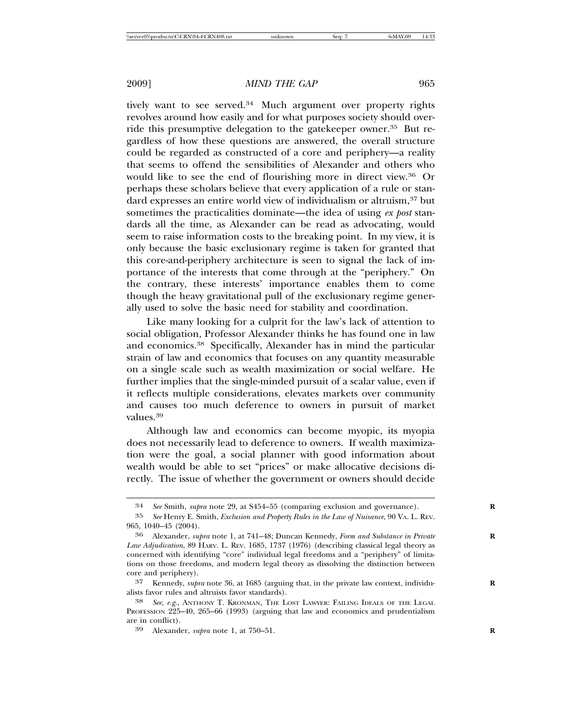tively want to see served.[34] Much argument over property rights revolves around how easily and for what purposes society should override this presumptive delegation to the gatekeeper owner.[35] But regardless of how these questions are answered, the overall structure could be regarded as constructed of a core and periphery—a reality that seems to offend the sensibilities of Alexander and others who would like to see the end of flourishing more in direct view.[36] Or perhaps these scholars believe that every application of a rule or standard expresses an entire world view of individualism or altruism,[37] but sometimes the practicalities dominate—the idea of using *ex post* standards all the time, as Alexander can be read as advocating, would seem to raise information costs to the breaking point. In my view, it is only because the basic exclusionary regime is taken for granted that this core-and-periphery architecture is seen to signal the lack of importance of the interests that come through at the "periphery." On the contrary, these interests' importance enables them to come though the heavy gravitational pull of the exclusionary regime generally used to solve the basic need for stability and coordination.

Like many looking for a culprit for the law's lack of attention to social obligation, Professor Alexander thinks he has found one in law and economics.[38] Specifically, Alexander has in mind the particular strain of law and economics that focuses on any quantity measurable on a single scale such as wealth maximization or social welfare. He further implies that the single-minded pursuit of a scalar value, even if it reflects multiple considerations, elevates markets over community and causes too much deference to owners in pursuit of market values.[39]

Although law and economics can become myopic, its myopia does not necessarily lead to deference to owners. If wealth maximization were the goal, a social planner with good information about wealth would be able to set "prices" or make allocative decisions directly. The issue of whether the government or owners should decide

---

[34] *See* Smith, *supra* note 29, at S454–55 (comparing exclusion and governance).

[35] *See* Henry E. Smith, *Exclusion and Property Rules in the Law of Nuisance*, 90 VA. L. REV. 965, 1040–45 (2004).

[36] Alexander, *supra* note 1, at 741–48; Duncan Kennedy, *Form and Substance in Private Law Adjudication*, 89 HARV. L. REV. 1685, 1737 (1976) (describing classical legal theory as concerned with identifying "core" individual legal freedoms and a "periphery" of limitations on those freedoms, and modern legal theory as dissolving the distinction between core and periphery).

[37] Kennedy, *supra* note 36, at 1685 (arguing that, in the private law context, individualists favor rules and altruists favor standards).

[38] *See, e.g.*, ANTHONY T. KRONMAN, THE LOST LAWYER: FAILING IDEALS OF THE LEGAL PROFESSION 225–40, 265–66 (1993) (arguing that law and economics and prudentialism are in conflict).

[39] Alexander, *supra* note 1, at 750–51.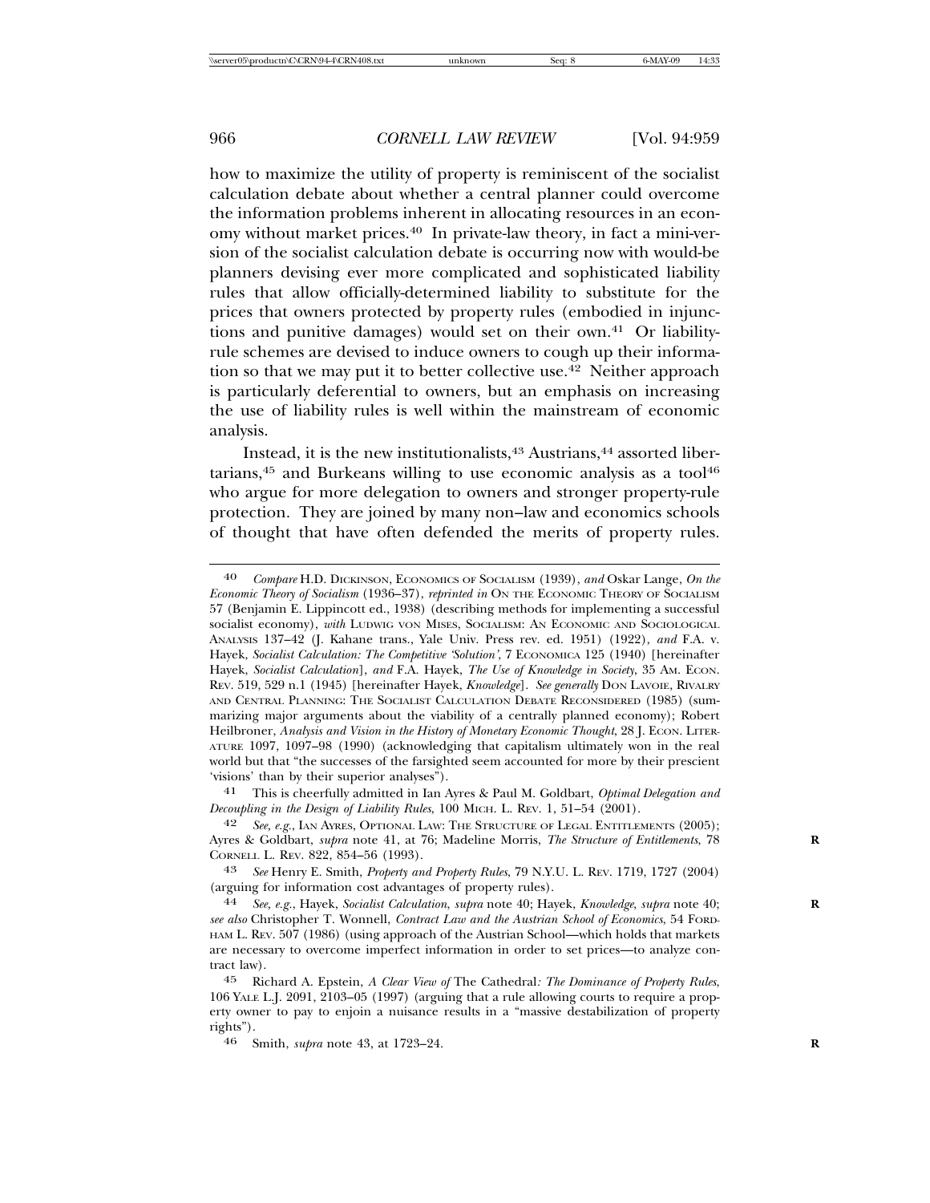how to maximize the utility of property is reminiscent of the socialist calculation debate about whether a central planner could overcome the information problems inherent in allocating resources in an economy without market prices.[40] In private-law theory, in fact a mini-version of the socialist calculation debate is occurring now with would-be planners devising ever more complicated and sophisticated liability rules that allow officially-determined liability to substitute for the prices that owners protected by property rules (embodied in injunctions and punitive damages) would set on their own.[41] Or liability-rule schemes are devised to induce owners to cough up their information so that we may put it to better collective use.[42] Neither approach is particularly deferential to owners, but an emphasis on increasing the use of liability rules is well within the mainstream of economic analysis.

Instead, it is the new institutionalists,[43] Austrians,[44] assorted libertarians,[45] and Burkeans willing to use economic analysis as a tool[46] who argue for more delegation to owners and stronger property-rule protection. They are joined by many non–law and economics schools of thought that have often defended the merits of property rules.

---

[40] *Compare* H.D. DICKINSON, ECONOMICS OF SOCIALISM (1939), *and* Oskar Lange, *On the Economic Theory of Socialism* (1936–37), *reprinted in* ON THE ECONOMIC THEORY OF SOCIALISM 57 (Benjamin E. Lippincott ed., 1938) (describing methods for implementing a successful socialist economy), *with* LUDWIG VON MISES, SOCIALISM: AN ECONOMIC AND SOCIOLOGICAL ANALYSIS 137–42 (J. Kahane trans., Yale Univ. Press rev. ed. 1951) (1922), *and* F.A. v. Hayek, *Socialist Calculation: The Competitive 'Solution'*, 7 ECONOMICA 125 (1940) [hereinafter Hayek, *Socialist Calculation*], *and* F.A. Hayek, *The Use of Knowledge in Society*, 35 AM. ECON. REV. 519, 529 n.1 (1945) [hereinafter Hayek, *Knowledge*]. *See generally* DON LAVOIE, RIVALRY AND CENTRAL PLANNING: THE SOCIALIST CALCULATION DEBATE RECONSIDERED (1985) (summarizing major arguments about the viability of a centrally planned economy); Robert Heilbroner, *Analysis and Vision in the History of Monetary Economic Thought*, 28 J. ECON. LITERATURE 1097, 1097–98 (1990) (acknowledging that capitalism ultimately won in the real world but that "the successes of the farsighted seem accounted for more by their prescient 'visions' than by their superior analyses").

[41] This is cheerfully admitted in Ian Ayres & Paul M. Goldbart, *Optimal Delegation and Decoupling in the Design of Liability Rules*, 100 MICH. L. REV. 1, 51–54 (2001).

[42] *See, e.g.*, IAN AYRES, OPTIONAL LAW: THE STRUCTURE OF LEGAL ENTITLEMENTS (2005); Ayres & Goldbart, *supra* note 41, at 76; Madeline Morris, *The Structure of Entitlements*, 78 CORNELL L. REV. 822, 854–56 (1993).

[43] *See* Henry E. Smith, *Property and Property Rules*, 79 N.Y.U. L. REV. 1719, 1727 (2004) (arguing for information cost advantages of property rules).

[44] *See, e.g.*, Hayek, *Socialist Calculation*, *supra* note 40; Hayek, *Knowledge*, *supra* note 40; *see also* Christopher T. Wonnell, *Contract Law and the Austrian School of Economics*, 54 FORDHAM L. REV. 507 (1986) (using approach of the Austrian School—which holds that markets are necessary to overcome imperfect information in order to set prices—to analyze contract law).

[45] Richard A. Epstein, *A Clear View of* The Cathedral*: The Dominance of Property Rules*, 106 YALE L.J. 2091, 2103–05 (1997) (arguing that a rule allowing courts to require a property owner to pay to enjoin a nuisance results in a "massive destabilization of property rights").

[46] Smith, *supra* note 43, at 1723–24.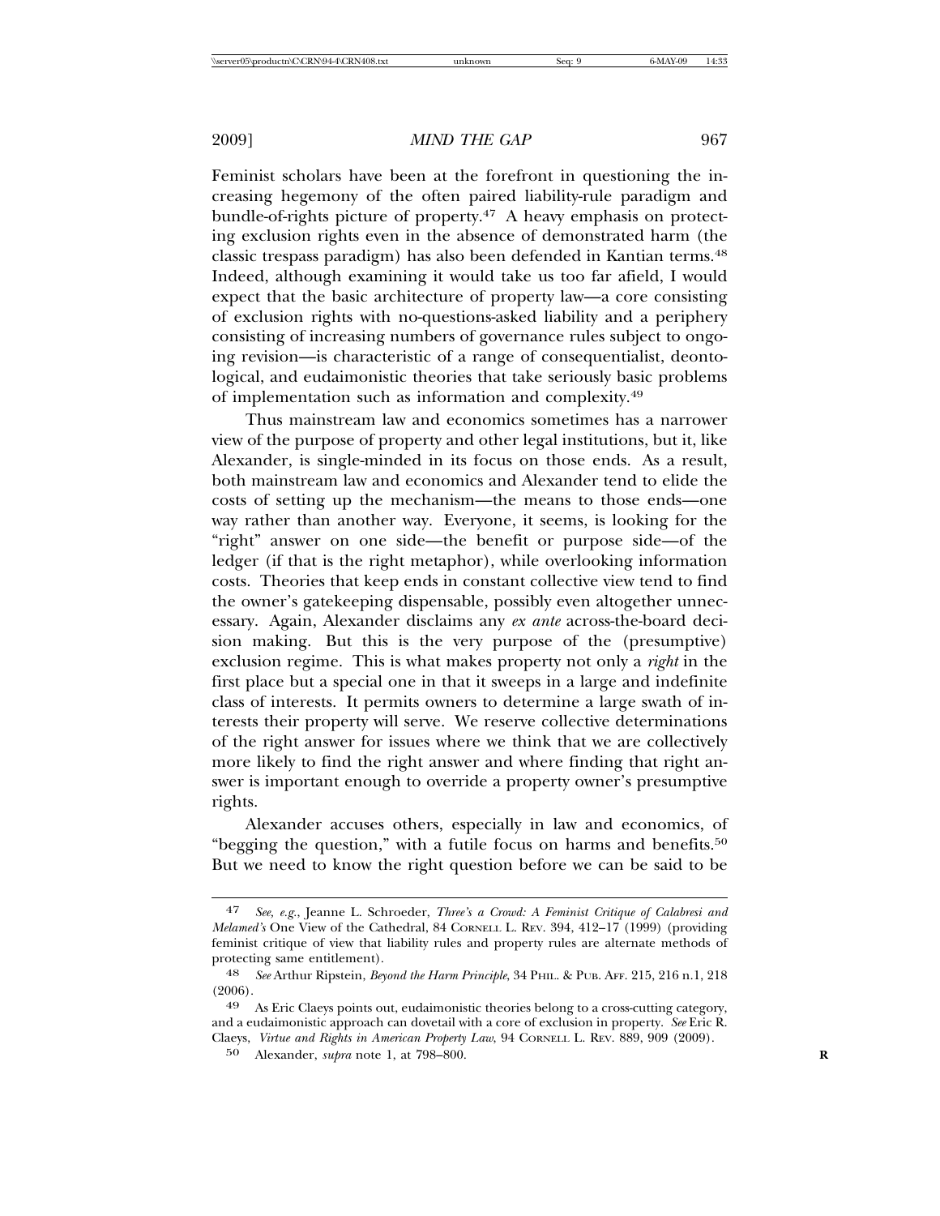Feminist scholars have been at the forefront in questioning the increasing hegemony of the often paired liability-rule paradigm and bundle-of-rights picture of property.[47] A heavy emphasis on protecting exclusion rights even in the absence of demonstrated harm (the classic trespass paradigm) has also been defended in Kantian terms.[48] Indeed, although examining it would take us too far afield, I would expect that the basic architecture of property law—a core consisting of exclusion rights with no-questions-asked liability and a periphery consisting of increasing numbers of governance rules subject to ongoing revision—is characteristic of a range of consequentialist, deontological, and eudaimonistic theories that take seriously basic problems of implementation such as information and complexity.[49]

Thus mainstream law and economics sometimes has a narrower view of the purpose of property and other legal institutions, but it, like Alexander, is single-minded in its focus on those ends. As a result, both mainstream law and economics and Alexander tend to elide the costs of setting up the mechanism—the means to those ends—one way rather than another way. Everyone, it seems, is looking for the "right" answer on one side—the benefit or purpose side—of the ledger (if that is the right metaphor), while overlooking information costs. Theories that keep ends in constant collective view tend to find the owner's gatekeeping dispensable, possibly even altogether unnecessary. Again, Alexander disclaims any *ex ante* across-the-board decision making. But this is the very purpose of the (presumptive) exclusion regime. This is what makes property not only a *right* in the first place but a special one in that it sweeps in a large and indefinite class of interests. It permits owners to determine a large swath of interests their property will serve. We reserve collective determinations of the right answer for issues where we think that we are collectively more likely to find the right answer and where finding that right answer is important enough to override a property owner's presumptive rights.

Alexander accuses others, especially in law and economics, of "begging the question," with a futile focus on harms and benefits.[50] But we need to know the right question before we can be said to be

---

[47] *See, e.g.*, Jeanne L. Schroeder, *Three's a Crowd: A Feminist Critique of Calabresi and Melamed's* One View of the Cathedral, 84 CORNELL L. REV. 394, 412–17 (1999) (providing feminist critique of view that liability rules and property rules are alternate methods of protecting same entitlement).

[48] *See* Arthur Ripstein, *Beyond the Harm Principle*, 34 PHIL. & PUB. AFF. 215, 216 n.1, 218 (2006).

[49] As Eric Claeys points out, eudaimonistic theories belong to a cross-cutting category, and a eudaimonistic approach can dovetail with a core of exclusion in property. *See* Eric R. Claeys, *Virtue and Rights in American Property Law*, 94 CORNELL L. REV. 889, 909 (2009).

[50] Alexander, *supra* note 1, at 798–800.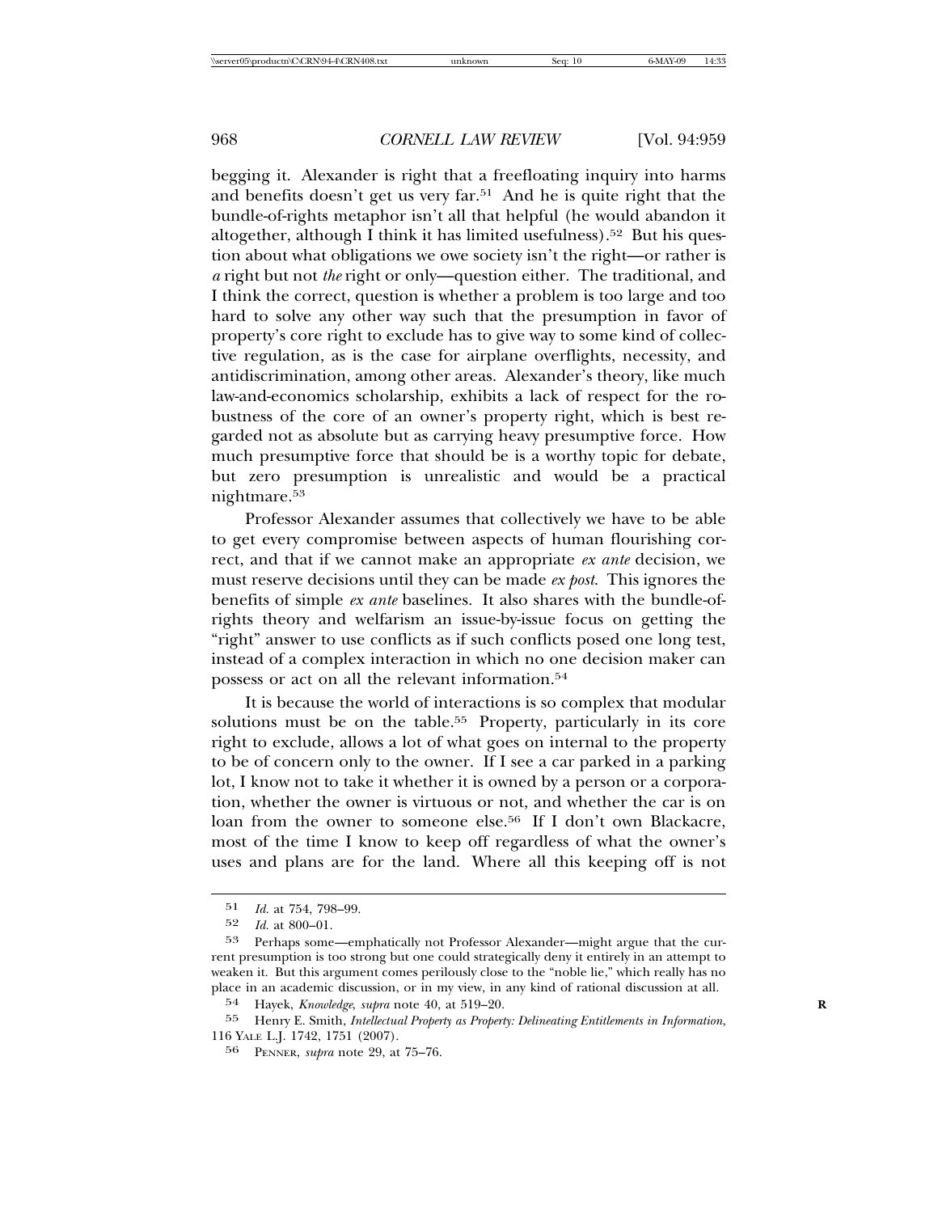begging it. Alexander is right that a freefloating inquiry into harms and benefits doesn't get us very far.[51] And he is quite right that the bundle-of-rights metaphor isn't all that helpful (he would abandon it altogether, although I think it has limited usefulness).[52] But his question about what obligations we owe society isn't the right—or rather is *a* right but not *the* right or only—question either. The traditional, and I think the correct, question is whether a problem is too large and too hard to solve any other way such that the presumption in favor of property's core right to exclude has to give way to some kind of collective regulation, as is the case for airplane overflights, necessity, and antidiscrimination, among other areas. Alexander's theory, like much law-and-economics scholarship, exhibits a lack of respect for the robustness of the core of an owner's property right, which is best regarded not as absolute but as carrying heavy presumptive force. How much presumptive force that should be is a worthy topic for debate, but zero presumption is unrealistic and would be a practical nightmare.[53]

Professor Alexander assumes that collectively we have to be able to get every compromise between aspects of human flourishing correct, and that if we cannot make an appropriate *ex ante* decision, we must reserve decisions until they can be made *ex post*. This ignores the benefits of simple *ex ante* baselines. It also shares with the bundle-of-rights theory and welfarism an issue-by-issue focus on getting the "right" answer to use conflicts as if such conflicts posed one long test, instead of a complex interaction in which no one decision maker can possess or act on all the relevant information.[54]

It is because the world of interactions is so complex that modular solutions must be on the table.[55] Property, particularly in its core right to exclude, allows a lot of what goes on internal to the property to be of concern only to the owner. If I see a car parked in a parking lot, I know not to take it whether it is owned by a person or a corporation, whether the owner is virtuous or not, and whether the car is on loan from the owner to someone else.[56] If I don't own Blackacre, most of the time I know to keep off regardless of what the owner's uses and plans are for the land. Where all this keeping off is not

---

[51] *Id.* at 754, 798–99.

[52] *Id.* at 800–01.

[53] Perhaps some—emphatically not Professor Alexander—might argue that the current presumption is too strong but one could strategically deny it entirely in an attempt to weaken it. But this argument comes perilously close to the "noble lie," which really has no place in an academic discussion, or in my view, in any kind of rational discussion at all.

[54] Hayek, *Knowledge*, *supra* note 40, at 519–20.

[55] Henry E. Smith, *Intellectual Property as Property: Delineating Entitlements in Information*, 116 YALE L.J. 1742, 1751 (2007).

[56] PENNER, *supra* note 29, at 75–76.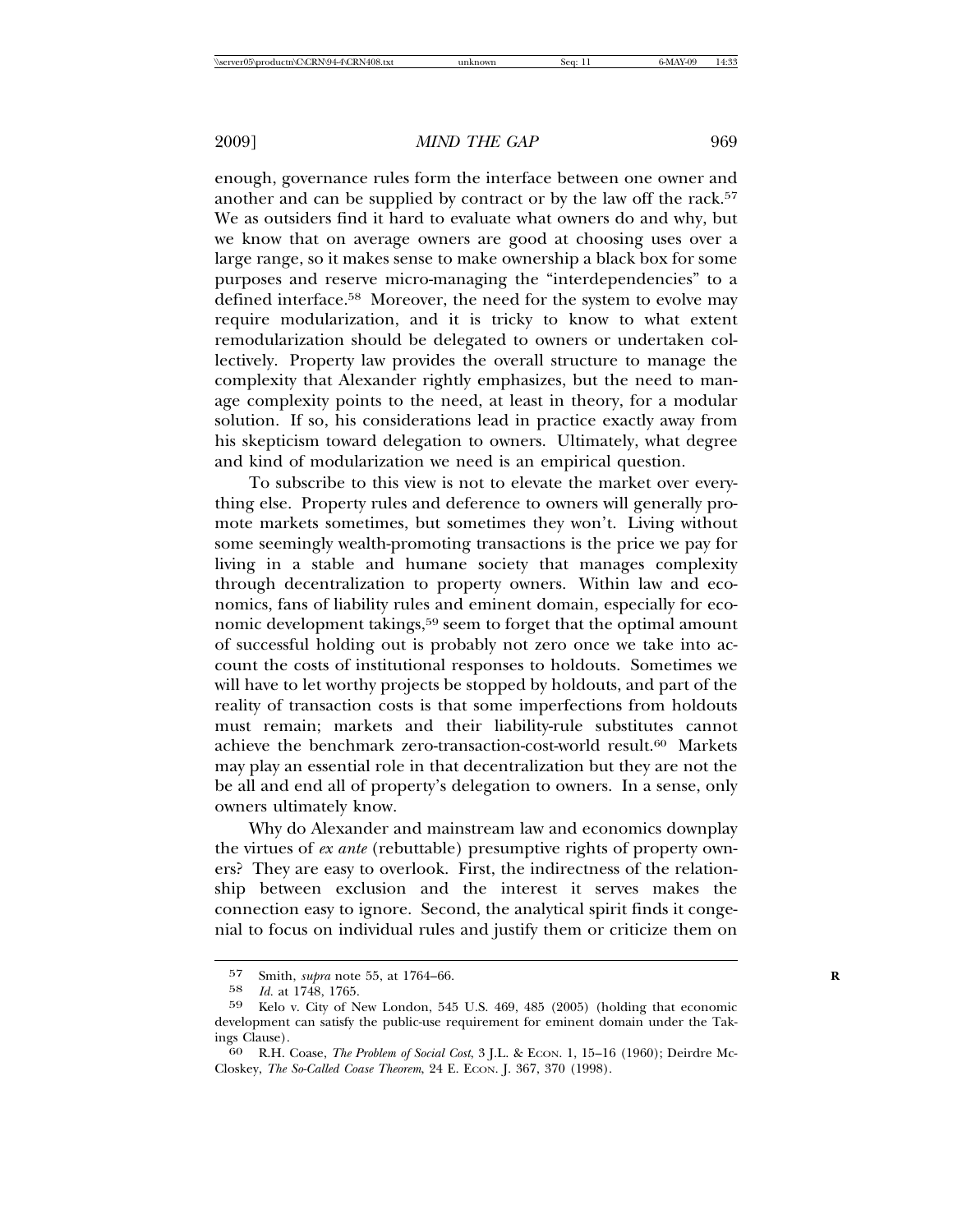enough, governance rules form the interface between one owner and another and can be supplied by contract or by the law off the rack.[57] We as outsiders find it hard to evaluate what owners do and why, but we know that on average owners are good at choosing uses over a large range, so it makes sense to make ownership a black box for some purposes and reserve micro-managing the "interdependencies" to a defined interface.[58] Moreover, the need for the system to evolve may require modularization, and it is tricky to know to what extent remodularization should be delegated to owners or undertaken collectively. Property law provides the overall structure to manage the complexity that Alexander rightly emphasizes, but the need to manage complexity points to the need, at least in theory, for a modular solution. If so, his considerations lead in practice exactly away from his skepticism toward delegation to owners. Ultimately, what degree and kind of modularization we need is an empirical question.

To subscribe to this view is not to elevate the market over everything else. Property rules and deference to owners will generally promote markets sometimes, but sometimes they won't. Living without some seemingly wealth-promoting transactions is the price we pay for living in a stable and humane society that manages complexity through decentralization to property owners. Within law and economics, fans of liability rules and eminent domain, especially for economic development takings,[59] seem to forget that the optimal amount of successful holding out is probably not zero once we take into account the costs of institutional responses to holdouts. Sometimes we will have to let worthy projects be stopped by holdouts, and part of the reality of transaction costs is that some imperfections from holdouts must remain; markets and their liability-rule substitutes cannot achieve the benchmark zero-transaction-cost-world result.[60] Markets may play an essential role in that decentralization but they are not the be all and end all of property's delegation to owners. In a sense, only owners ultimately know.

Why do Alexander and mainstream law and economics downplay the virtues of *ex ante* (rebuttable) presumptive rights of property owners? They are easy to overlook. First, the indirectness of the relationship between exclusion and the interest it serves makes the connection easy to ignore. Second, the analytical spirit finds it congenial to focus on individual rules and justify them or criticize them on

---

57 Smith, *supra* note 55, at 1764–66.

58 *Id.* at 1748, 1765.

59 Kelo v. City of New London, 545 U.S. 469, 485 (2005) (holding that economic development can satisfy the public-use requirement for eminent domain under the Takings Clause).

60 R.H. Coase, *The Problem of Social Cost*, 3 J.L. & ECON. 1, 15–16 (1960); Deirdre McCloskey, *The So-Called Coase Theorem*, 24 E. ECON. J. 367, 370 (1998).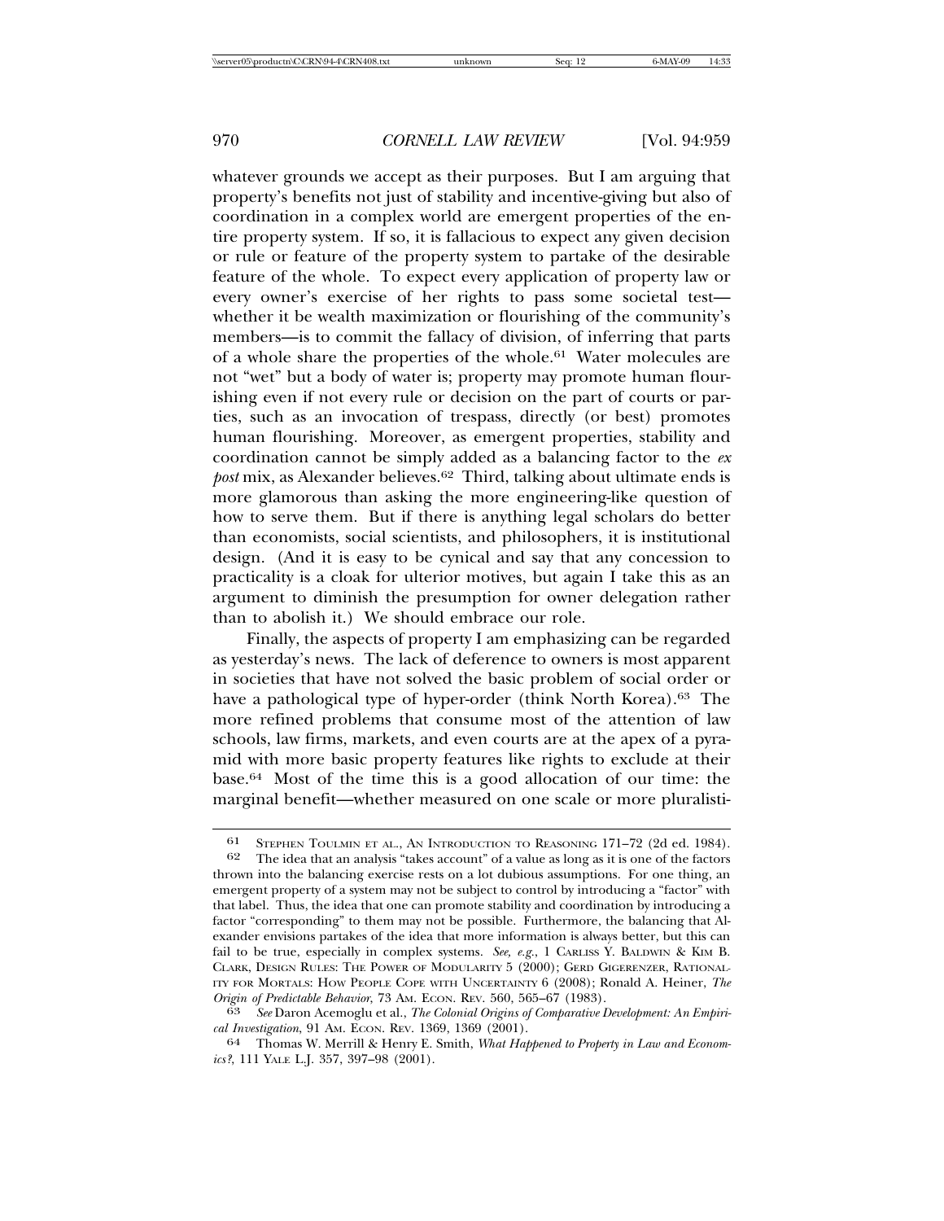whatever grounds we accept as their purposes. But I am arguing that property's benefits not just of stability and incentive-giving but also of coordination in a complex world are emergent properties of the entire property system. If so, it is fallacious to expect any given decision or rule or feature of the property system to partake of the desirable feature of the whole. To expect every application of property law or every owner's exercise of her rights to pass some societal test—whether it be wealth maximization or flourishing of the community's members—is to commit the fallacy of division, of inferring that parts of a whole share the properties of the whole.[61] Water molecules are not "wet" but a body of water is; property may promote human flourishing even if not every rule or decision on the part of courts or parties, such as an invocation of trespass, directly (or best) promotes human flourishing. Moreover, as emergent properties, stability and coordination cannot be simply added as a balancing factor to the *ex post* mix, as Alexander believes.[62] Third, talking about ultimate ends is more glamorous than asking the more engineering-like question of how to serve them. But if there is anything legal scholars do better than economists, social scientists, and philosophers, it is institutional design. (And it is easy to be cynical and say that any concession to practicality is a cloak for ulterior motives, but again I take this as an argument to diminish the presumption for owner delegation rather than to abolish it.) We should embrace our role.

Finally, the aspects of property I am emphasizing can be regarded as yesterday's news. The lack of deference to owners is most apparent in societies that have not solved the basic problem of social order or have a pathological type of hyper-order (think North Korea).[63] The more refined problems that consume most of the attention of law schools, law firms, markets, and even courts are at the apex of a pyramid with more basic property features like rights to exclude at their base.[64] Most of the time this is a good allocation of our time: the marginal benefit—whether measured on one scale or more pluralisti-

---

61 STEPHEN TOULMIN ET AL., AN INTRODUCTION TO REASONING 171–72 (2d ed. 1984).

62 The idea that an analysis "takes account" of a value as long as it is one of the factors thrown into the balancing exercise rests on a lot dubious assumptions. For one thing, an emergent property of a system may not be subject to control by introducing a "factor" with that label. Thus, the idea that one can promote stability and coordination by introducing a factor "corresponding" to them may not be possible. Furthermore, the balancing that Alexander envisions partakes of the idea that more information is always better, but this can fail to be true, especially in complex systems. *See, e.g.*, 1 CARLISS Y. BALDWIN & KIM B. CLARK, DESIGN RULES: THE POWER OF MODULARITY 5 (2000); GERD GIGERENZER, RATIONALITY FOR MORTALS: HOW PEOPLE COPE WITH UNCERTAINTY 6 (2008); Ronald A. Heiner, *The Origin of Predictable Behavior*, 73 AM. ECON. REV. 560, 565–67 (1983).

63 *See* Daron Acemoglu et al., *The Colonial Origins of Comparative Development: An Empirical Investigation*, 91 AM. ECON. REV. 1369, 1369 (2001).

64 Thomas W. Merrill & Henry E. Smith, *What Happened to Property in Law and Economics?*, 111 YALE L.J. 357, 397–98 (2001).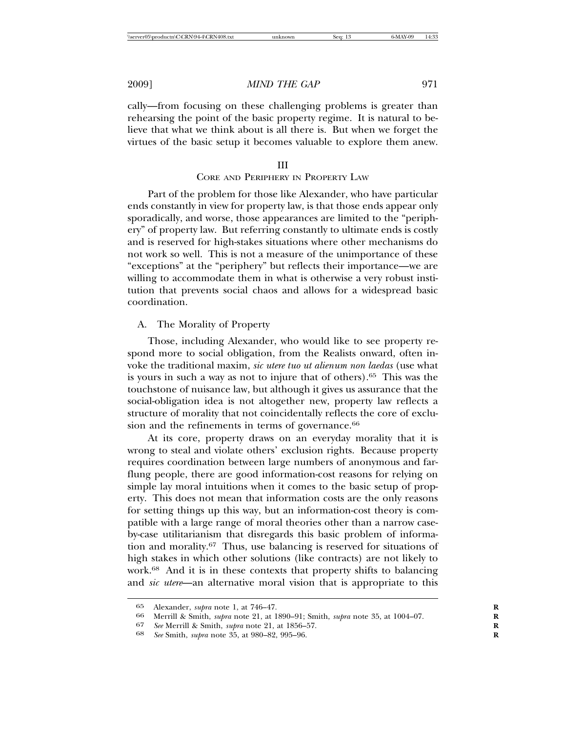cally—from focusing on these challenging problems is greater than rehearsing the point of the basic property regime. It is natural to believe that what we think about is all there is. But when we forget the virtues of the basic setup it becomes valuable to explore them anew.

## III
## Core and Periphery in Property Law

Part of the problem for those like Alexander, who have particular ends constantly in view for property law, is that those ends appear only sporadically, and worse, those appearances are limited to the "periphery" of property law. But referring constantly to ultimate ends is costly and is reserved for high-stakes situations where other mechanisms do not work so well. This is not a measure of the unimportance of these "exceptions" at the "periphery" but reflects their importance—we are willing to accommodate them in what is otherwise a very robust institution that prevents social chaos and allows for a widespread basic coordination.

### A. The Morality of Property

Those, including Alexander, who would like to see property respond more to social obligation, from the Realists onward, often invoke the traditional maxim, *sic utere tuo ut alienum non laedas* (use what is yours in such a way as not to injure that of others).[65] This was the touchstone of nuisance law, but although it gives us assurance that the social-obligation idea is not altogether new, property law reflects a structure of morality that not coincidentally reflects the core of exclusion and the refinements in terms of governance.[66]

At its core, property draws on an everyday morality that it is wrong to steal and violate others' exclusion rights. Because property requires coordination between large numbers of anonymous and far-flung people, there are good information-cost reasons for relying on simple lay moral intuitions when it comes to the basic setup of property. This does not mean that information costs are the only reasons for setting things up this way, but an information-cost theory is compatible with a large range of moral theories other than a narrow case-by-case utilitarianism that disregards this basic problem of information and morality.[67] Thus, use balancing is reserved for situations of high stakes in which other solutions (like contracts) are not likely to work.[68] And it is in these contexts that property shifts to balancing and *sic utere*—an alternative moral vision that is appropriate to this

---

65 Alexander, *supra* note 1, at 746–47.

66 Merrill & Smith, *supra* note 21, at 1890–91; Smith, *supra* note 35, at 1004–07.

67 *See* Merrill & Smith, *supra* note 21, at 1856–57.

68 *See* Smith, *supra* note 35, at 980–82, 995–96.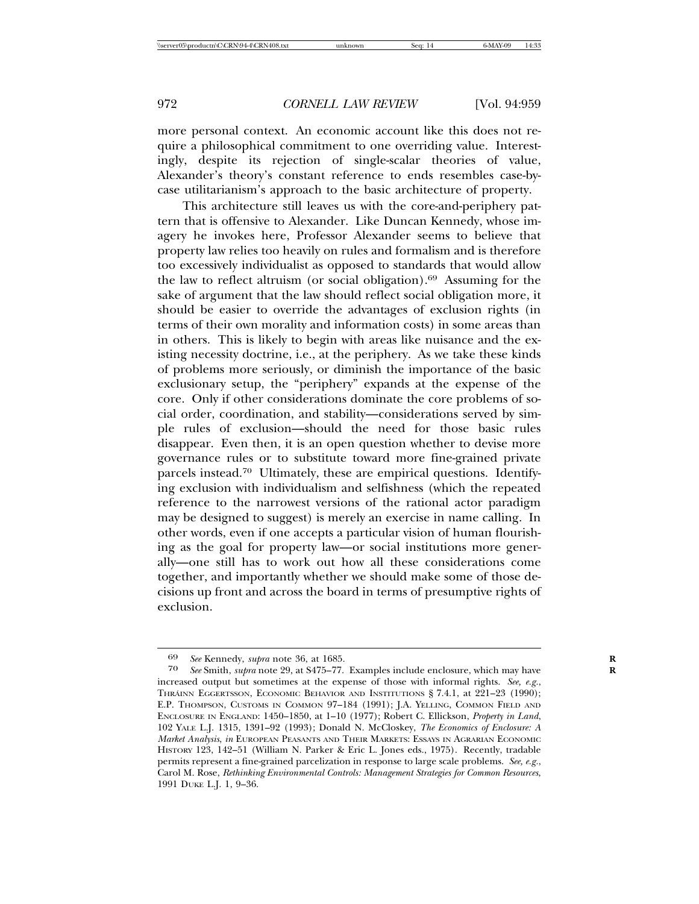more personal context. An economic account like this does not require a philosophical commitment to one overriding value. Interestingly, despite its rejection of single-scalar theories of value, Alexander's theory's constant reference to ends resembles case-by-case utilitarianism's approach to the basic architecture of property.

This architecture still leaves us with the core-and-periphery pattern that is offensive to Alexander. Like Duncan Kennedy, whose imagery he invokes here, Professor Alexander seems to believe that property law relies too heavily on rules and formalism and is therefore too excessively individualist as opposed to standards that would allow the law to reflect altruism (or social obligation).[69] Assuming for the sake of argument that the law should reflect social obligation more, it should be easier to override the advantages of exclusion rights (in terms of their own morality and information costs) in some areas than in others. This is likely to begin with areas like nuisance and the existing necessity doctrine, i.e., at the periphery. As we take these kinds of problems more seriously, or diminish the importance of the basic exclusionary setup, the "periphery" expands at the expense of the core. Only if other considerations dominate the core problems of social order, coordination, and stability—considerations served by simple rules of exclusion—should the need for those basic rules disappear. Even then, it is an open question whether to devise more governance rules or to substitute toward more fine-grained private parcels instead.[70] Ultimately, these are empirical questions. Identifying exclusion with individualism and selfishness (which the repeated reference to the narrowest versions of the rational actor paradigm may be designed to suggest) is merely an exercise in name calling. In other words, even if one accepts a particular vision of human flourishing as the goal for property law—or social institutions more generally—one still has to work out how all these considerations come together, and importantly whether we should make some of those decisions up front and across the board in terms of presumptive rights of exclusion.

---

[69] *See* Kennedy, *supra* note 36, at 1685.

[70] *See* Smith, *supra* note 29, at S475–77. Examples include enclosure, which may have increased output but sometimes at the expense of those with informal rights. *See, e.g.*, THRÁINN EGGERTSSON, ECONOMIC BEHAVIOR AND INSTITUTIONS § 7.4.1, at 221–23 (1990); E.P. THOMPSON, CUSTOMS IN COMMON 97–184 (1991); J.A. YELLING, COMMON FIELD AND ENCLOSURE IN ENGLAND: 1450–1850, at 1–10 (1977); Robert C. Ellickson, *Property in Land*, 102 YALE L.J. 1315, 1391–92 (1993); Donald N. McCloskey, *The Economics of Enclosure: A Market Analysis*, *in* EUROPEAN PEASANTS AND THEIR MARKETS: ESSAYS IN AGRARIAN ECONOMIC HISTORY 123, 142–51 (William N. Parker & Eric L. Jones eds., 1975). Recently, tradable permits represent a fine-grained parcelization in response to large scale problems. *See, e.g.*, Carol M. Rose, *Rethinking Environmental Controls: Management Strategies for Common Resources*, 1991 DUKE L.J. 1, 9–36.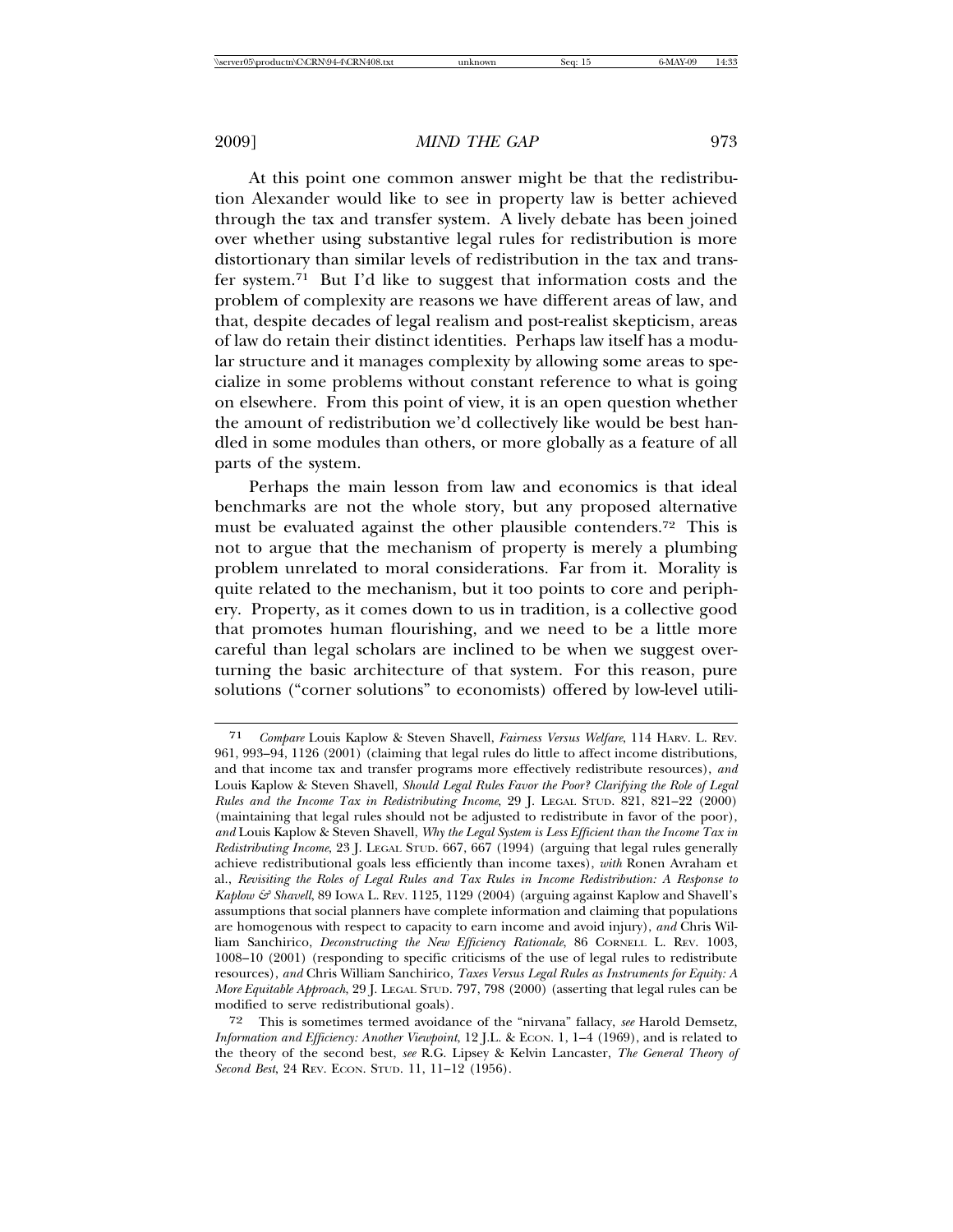At this point one common answer might be that the redistribution Alexander would like to see in property law is better achieved through the tax and transfer system. A lively debate has been joined over whether using substantive legal rules for redistribution is more distortionary than similar levels of redistribution in the tax and transfer system.[71] But I'd like to suggest that information costs and the problem of complexity are reasons we have different areas of law, and that, despite decades of legal realism and post-realist skepticism, areas of law do retain their distinct identities. Perhaps law itself has a modular structure and it manages complexity by allowing some areas to specialize in some problems without constant reference to what is going on elsewhere. From this point of view, it is an open question whether the amount of redistribution we'd collectively like would be best handled in some modules than others, or more globally as a feature of all parts of the system.

Perhaps the main lesson from law and economics is that ideal benchmarks are not the whole story, but any proposed alternative must be evaluated against the other plausible contenders.[72] This is not to argue that the mechanism of property is merely a plumbing problem unrelated to moral considerations. Far from it. Morality is quite related to the mechanism, but it too points to core and periphery. Property, as it comes down to us in tradition, is a collective good that promotes human flourishing, and we need to be a little more careful than legal scholars are inclined to be when we suggest overturning the basic architecture of that system. For this reason, pure solutions ("corner solutions" to economists) offered by low-level utili-

---

71 *Compare* Louis Kaplow & Steven Shavell, *Fairness Versus Welfare*, 114 HARV. L. REV. 961, 993–94, 1126 (2001) (claiming that legal rules do little to affect income distributions, and that income tax and transfer programs more effectively redistribute resources), *and* Louis Kaplow & Steven Shavell, *Should Legal Rules Favor the Poor? Clarifying the Role of Legal Rules and the Income Tax in Redistributing Income*, 29 J. LEGAL STUD. 821, 821–22 (2000) (maintaining that legal rules should not be adjusted to redistribute in favor of the poor), *and* Louis Kaplow & Steven Shavell, *Why the Legal System is Less Efficient than the Income Tax in Redistributing Income*, 23 J. LEGAL STUD. 667, 667 (1994) (arguing that legal rules generally achieve redistributional goals less efficiently than income taxes), *with* Ronen Avraham et al., *Revisiting the Roles of Legal Rules and Tax Rules in Income Redistribution: A Response to Kaplow & Shavell*, 89 IOWA L. REV. 1125, 1129 (2004) (arguing against Kaplow and Shavell's assumptions that social planners have complete information and claiming that populations are homogenous with respect to capacity to earn income and avoid injury), *and* Chris William Sanchirico, *Deconstructing the New Efficiency Rationale*, 86 CORNELL L. REV. 1003, 1008–10 (2001) (responding to specific criticisms of the use of legal rules to redistribute resources), *and* Chris William Sanchirico, *Taxes Versus Legal Rules as Instruments for Equity: A More Equitable Approach*, 29 J. LEGAL STUD. 797, 798 (2000) (asserting that legal rules can be modified to serve redistributional goals).

72 This is sometimes termed avoidance of the "nirvana" fallacy, *see* Harold Demsetz, *Information and Efficiency: Another Viewpoint*, 12 J.L. & ECON. 1, 1–4 (1969), and is related to the theory of the second best, *see* R.G. Lipsey & Kelvin Lancaster, *The General Theory of Second Best*, 24 REV. ECON. STUD. 11, 11–12 (1956).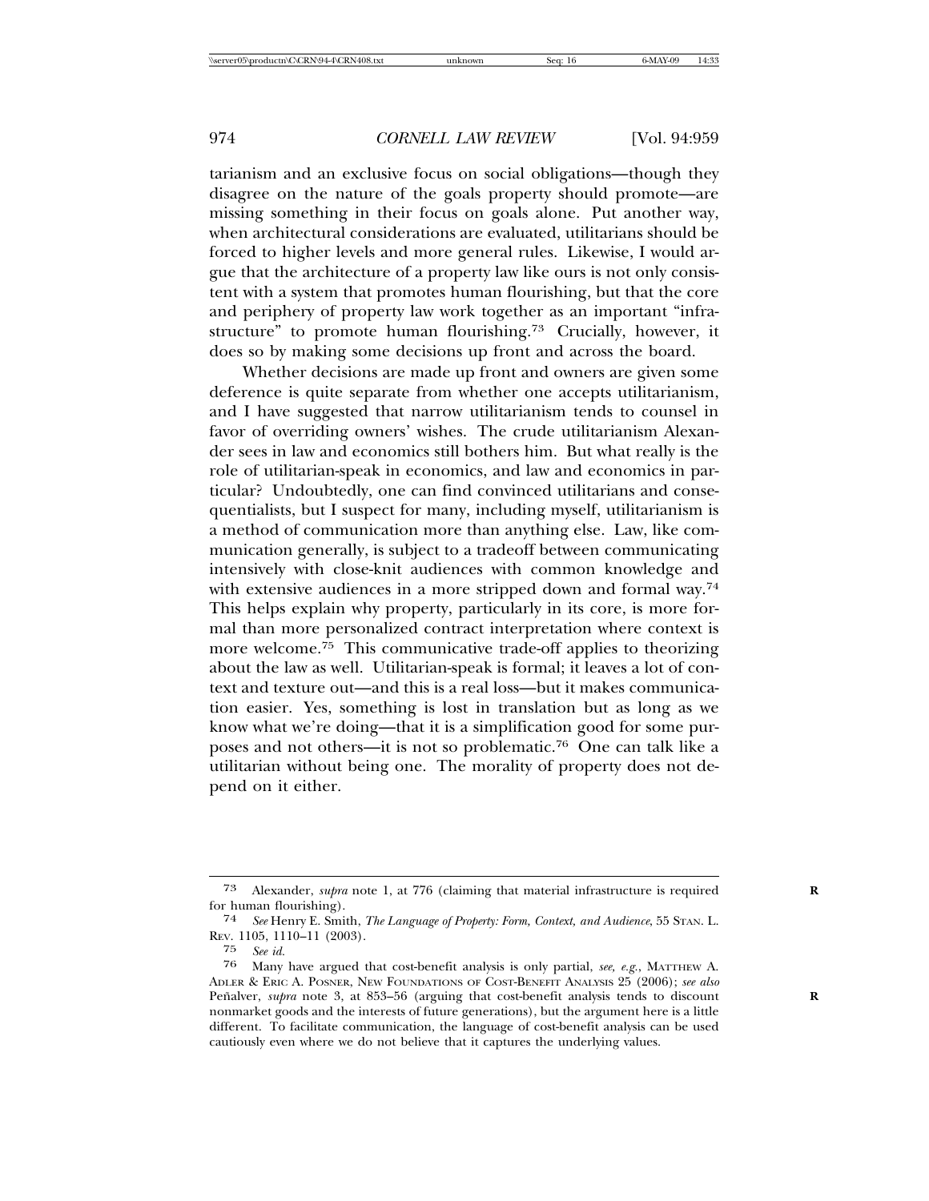tarianism and an exclusive focus on social obligations—though they disagree on the nature of the goals property should promote—are missing something in their focus on goals alone. Put another way, when architectural considerations are evaluated, utilitarians should be forced to higher levels and more general rules. Likewise, I would argue that the architecture of a property law like ours is not only consistent with a system that promotes human flourishing, but that the core and periphery of property law work together as an important "infrastructure" to promote human flourishing.[73] Crucially, however, it does so by making some decisions up front and across the board.

Whether decisions are made up front and owners are given some deference is quite separate from whether one accepts utilitarianism, and I have suggested that narrow utilitarianism tends to counsel in favor of overriding owners' wishes. The crude utilitarianism Alexander sees in law and economics still bothers him. But what really is the role of utilitarian-speak in economics, and law and economics in particular? Undoubtedly, one can find convinced utilitarians and consequentialists, but I suspect for many, including myself, utilitarianism is a method of communication more than anything else. Law, like communication generally, is subject to a tradeoff between communicating intensively with close-knit audiences with common knowledge and with extensive audiences in a more stripped down and formal way.[74] This helps explain why property, particularly in its core, is more formal than more personalized contract interpretation where context is more welcome.[75] This communicative trade-off applies to theorizing about the law as well. Utilitarian-speak is formal; it leaves a lot of context and texture out—and this is a real loss—but it makes communication easier. Yes, something is lost in translation but as long as we know what we're doing—that it is a simplification good for some purposes and not others—it is not so problematic.[76] One can talk like a utilitarian without being one. The morality of property does not depend on it either.

---

[73] Alexander, *supra* note 1, at 776 (claiming that material infrastructure is required for human flourishing).

[74] *See* Henry E. Smith, *The Language of Property: Form, Context, and Audience*, 55 STAN. L. REV. 1105, 1110–11 (2003).

[75] *See id.*

[76] Many have argued that cost-benefit analysis is only partial, *see, e.g.*, MATTHEW A. ADLER & ERIC A. POSNER, NEW FOUNDATIONS OF COST-BENEFIT ANALYSIS 25 (2006); *see also* Peñalver, *supra* note 3, at 853–56 (arguing that cost-benefit analysis tends to discount nonmarket goods and the interests of future generations), but the argument here is a little different. To facilitate communication, the language of cost-benefit analysis can be used cautiously even where we do not believe that it captures the underlying values.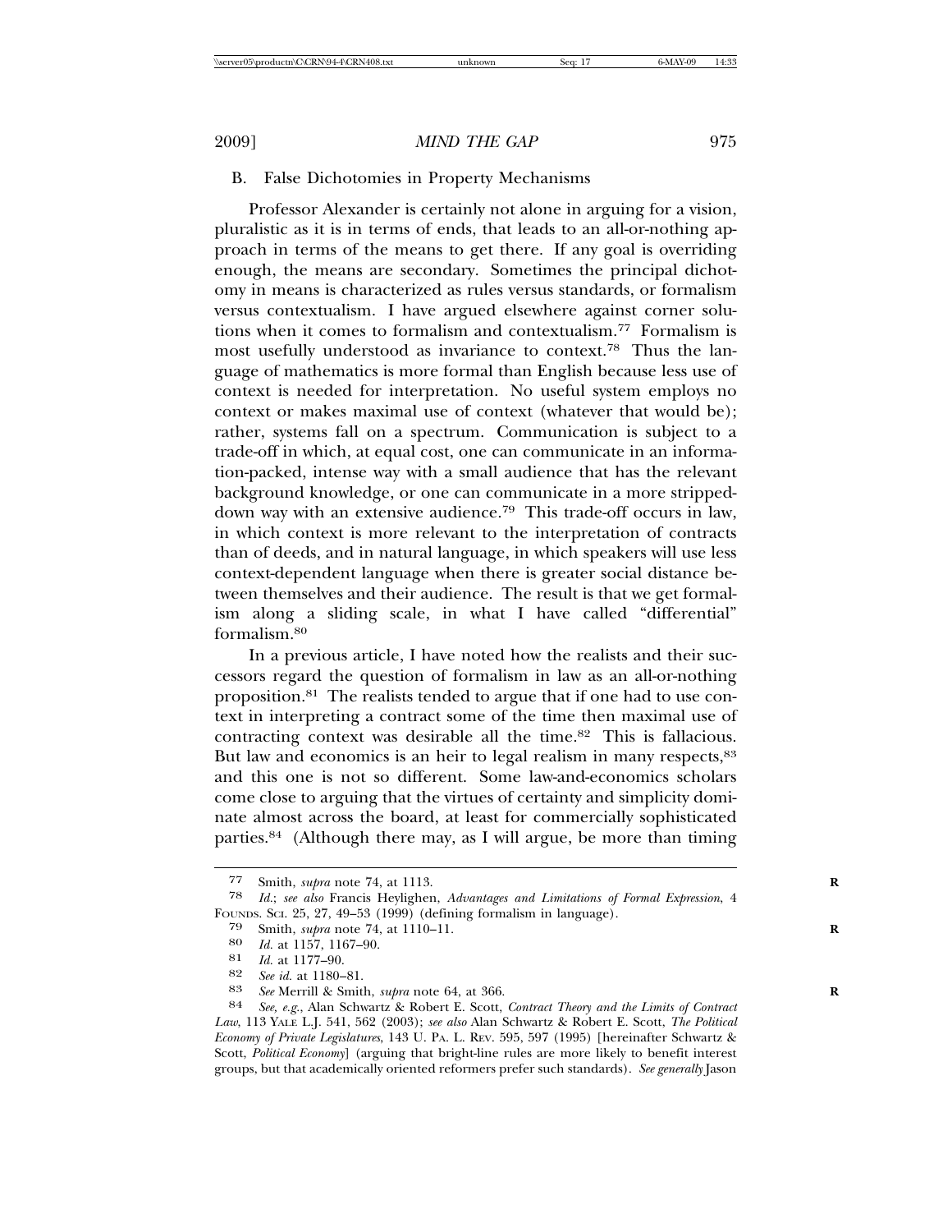### B. False Dichotomies in Property Mechanisms

Professor Alexander is certainly not alone in arguing for a vision, pluralistic as it is in terms of ends, that leads to an all-or-nothing approach in terms of the means to get there. If any goal is overriding enough, the means are secondary. Sometimes the principal dichotomy in means is characterized as rules versus standards, or formalism versus contextualism. I have argued elsewhere against corner solutions when it comes to formalism and contextualism.[77] Formalism is most usefully understood as invariance to context.[78] Thus the language of mathematics is more formal than English because less use of context is needed for interpretation. No useful system employs no context or makes maximal use of context (whatever that would be); rather, systems fall on a spectrum. Communication is subject to a trade-off in which, at equal cost, one can communicate in an information-packed, intense way with a small audience that has the relevant background knowledge, or one can communicate in a more stripped-down way with an extensive audience.[79] This trade-off occurs in law, in which context is more relevant to the interpretation of contracts than of deeds, and in natural language, in which speakers will use less context-dependent language when there is greater social distance between themselves and their audience. The result is that we get formalism along a sliding scale, in what I have called "differential" formalism.[80]

In a previous article, I have noted how the realists and their successors regard the question of formalism in law as an all-or-nothing proposition.[81] The realists tended to argue that if one had to use context in interpreting a contract some of the time then maximal use of contracting context was desirable all the time.[82] This is fallacious. But law and economics is an heir to legal realism in many respects,[83] and this one is not so different. Some law-and-economics scholars come close to arguing that the virtues of certainty and simplicity dominate almost across the board, at least for commercially sophisticated parties.[84] (Although there may, as I will argue, be more than timing

---

77 Smith, *supra* note 74, at 1113.

78 *Id.*; *see also* Francis Heylighen, *Advantages and Limitations of Formal Expression*, 4 Founds. Sci. 25, 27, 49–53 (1999) (defining formalism in language).

79 Smith, *supra* note 74, at 1110–11.

80 *Id.* at 1157, 1167–90.

81 *Id.* at 1177–90.

82 *See id.* at 1180–81.

83 *See* Merrill & Smith, *supra* note 64, at 366.

84 *See, e.g.*, Alan Schwartz & Robert E. Scott, *Contract Theory and the Limits of Contract Law*, 113 Yale L.J. 541, 562 (2003); *see also* Alan Schwartz & Robert E. Scott, *The Political Economy of Private Legislatures*, 143 U. Pa. L. Rev. 595, 597 (1995) [hereinafter Schwartz & Scott, *Political Economy*] (arguing that bright-line rules are more likely to benefit interest groups, but that academically oriented reformers prefer such standards). *See generally* Jason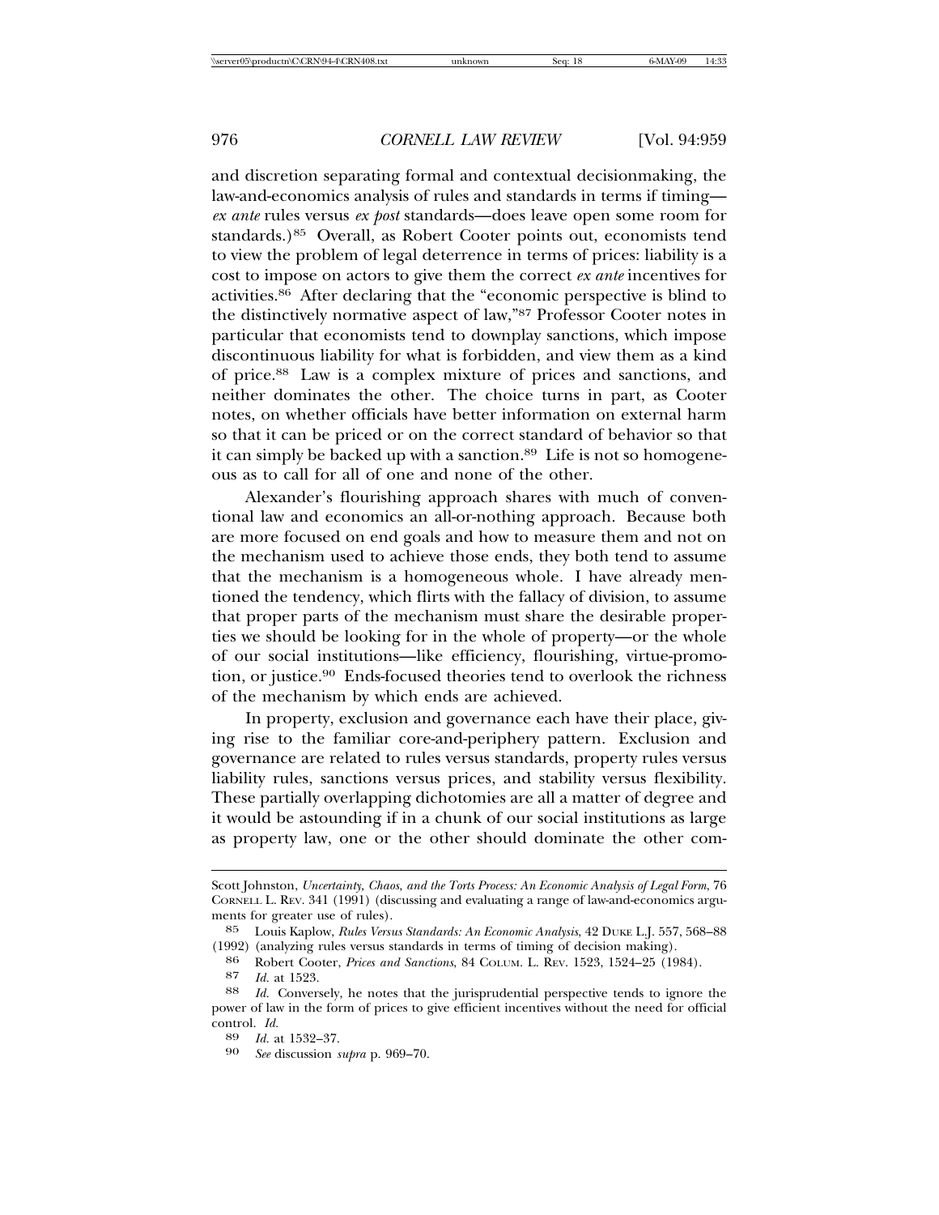and discretion separating formal and contextual decisionmaking, the law-and-economics analysis of rules and standards in terms if timing—*ex ante* rules versus *ex post* standards—does leave open some room for standards.)[85] Overall, as Robert Cooter points out, economists tend to view the problem of legal deterrence in terms of prices: liability is a cost to impose on actors to give them the correct *ex ante* incentives for activities.[86] After declaring that the "economic perspective is blind to the distinctively normative aspect of law,"[87] Professor Cooter notes in particular that economists tend to downplay sanctions, which impose discontinuous liability for what is forbidden, and view them as a kind of price.[88] Law is a complex mixture of prices and sanctions, and neither dominates the other. The choice turns in part, as Cooter notes, on whether officials have better information on external harm so that it can be priced or on the correct standard of behavior so that it can simply be backed up with a sanction.[89] Life is not so homogeneous as to call for all of one and none of the other.

Alexander's flourishing approach shares with much of conventional law and economics an all-or-nothing approach. Because both are more focused on end goals and how to measure them and not on the mechanism used to achieve those ends, they both tend to assume that the mechanism is a homogeneous whole. I have already mentioned the tendency, which flirts with the fallacy of division, to assume that proper parts of the mechanism must share the desirable properties we should be looking for in the whole of property—or the whole of our social institutions—like efficiency, flourishing, virtue-promotion, or justice.[90] Ends-focused theories tend to overlook the richness of the mechanism by which ends are achieved.

In property, exclusion and governance each have their place, giving rise to the familiar core-and-periphery pattern. Exclusion and governance are related to rules versus standards, property rules versus liability rules, sanctions versus prices, and stability versus flexibility. These partially overlapping dichotomies are all a matter of degree and it would be astounding if in a chunk of our social institutions as large as property law, one or the other should dominate the other com-

---

Scott Johnston, *Uncertainty, Chaos, and the Torts Process: An Economic Analysis of Legal Form*, 76 CORNELL L. REV. 341 (1991) (discussing and evaluating a range of law-and-economics arguments for greater use of rules).

85 Louis Kaplow, *Rules Versus Standards: An Economic Analysis*, 42 DUKE L.J. 557, 568–88 (1992) (analyzing rules versus standards in terms of timing of decision making).

86 Robert Cooter, *Prices and Sanctions*, 84 COLUM. L. REV. 1523, 1524–25 (1984).

87 *Id.* at 1523.

88 *Id.* Conversely, he notes that the jurisprudential perspective tends to ignore the power of law in the form of prices to give efficient incentives without the need for official control. *Id.*

89 *Id.* at 1532–37.

90 *See* discussion *supra* p. 969–70.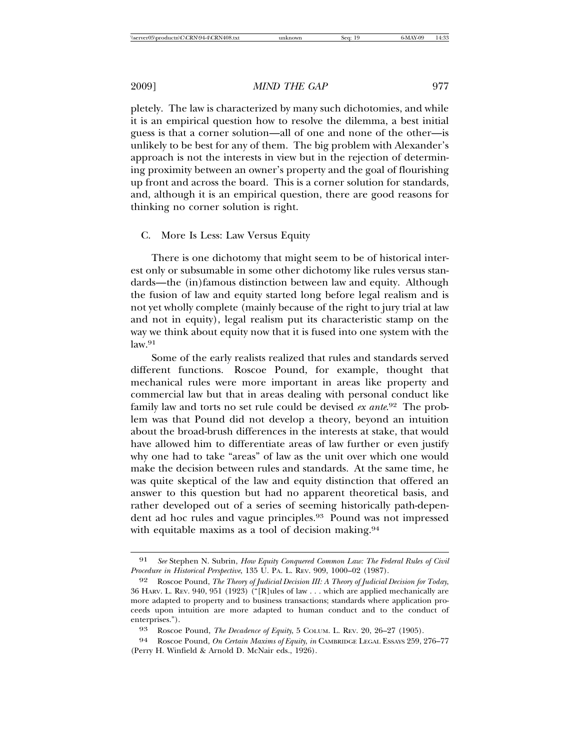pletely. The law is characterized by many such dichotomies, and while it is an empirical question how to resolve the dilemma, a best initial guess is that a corner solution—all of one and none of the other—is unlikely to be best for any of them. The big problem with Alexander's approach is not the interests in view but in the rejection of determining proximity between an owner's property and the goal of flourishing up front and across the board. This is a corner solution for standards, and, although it is an empirical question, there are good reasons for thinking no corner solution is right.

### C. More Is Less: Law Versus Equity

There is one dichotomy that might seem to be of historical interest only or subsumable in some other dichotomy like rules versus standards—the (in)famous distinction between law and equity. Although the fusion of law and equity started long before legal realism and is not yet wholly complete (mainly because of the right to jury trial at law and not in equity), legal realism put its characteristic stamp on the way we think about equity now that it is fused into one system with the law.[91]

Some of the early realists realized that rules and standards served different functions. Roscoe Pound, for example, thought that mechanical rules were more important in areas like property and commercial law but that in areas dealing with personal conduct like family law and torts no set rule could be devised *ex ante*.[92] The problem was that Pound did not develop a theory, beyond an intuition about the broad-brush differences in the interests at stake, that would have allowed him to differentiate areas of law further or even justify why one had to take "areas" of law as the unit over which one would make the decision between rules and standards. At the same time, he was quite skeptical of the law and equity distinction that offered an answer to this question but had no apparent theoretical basis, and rather developed out of a series of seeming historically path-dependent ad hoc rules and vague principles.[93] Pound was not impressed with equitable maxims as a tool of decision making.[94]

---

91 *See* Stephen N. Subrin, *How Equity Conquered Common Law: The Federal Rules of Civil Procedure in Historical Perspective*, 135 U. PA. L. REV. 909, 1000–02 (1987).

92 Roscoe Pound, *The Theory of Judicial Decision III: A Theory of Judicial Decision for Today*, 36 HARV. L. REV. 940, 951 (1923) ("[R]ules of law . . . which are applied mechanically are more adapted to property and to business transactions; standards where application proceeds upon intuition are more adapted to human conduct and to the conduct of enterprises.").

93 Roscoe Pound, *The Decadence of Equity*, 5 COLUM. L. REV. 20, 26–27 (1905).

94 Roscoe Pound, *On Certain Maxims of Equity*, *in* CAMBRIDGE LEGAL ESSAYS 259, 276–77 (Perry H. Winfield & Arnold D. McNair eds., 1926).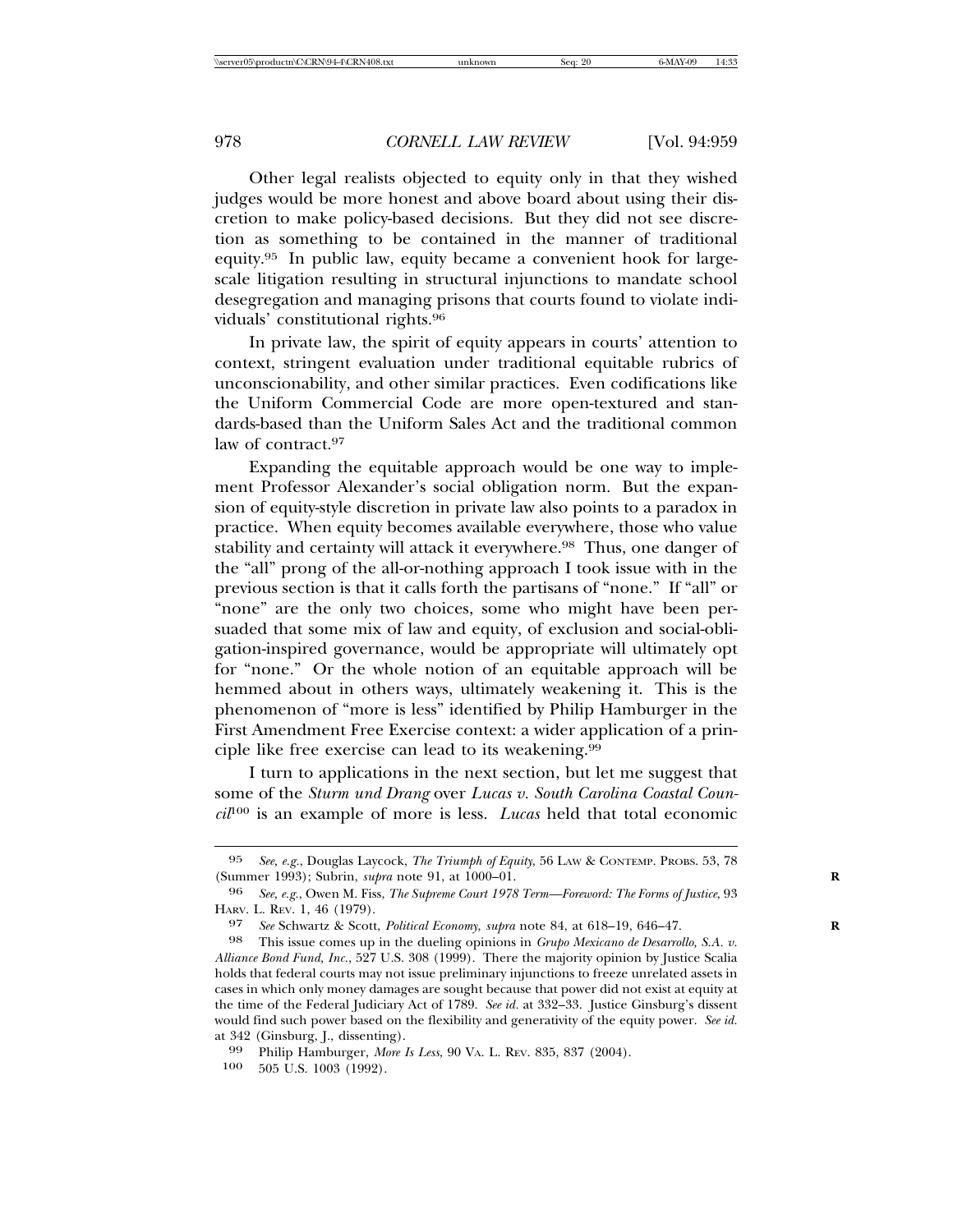Other legal realists objected to equity only in that they wished judges would be more honest and above board about using their discretion to make policy-based decisions. But they did not see discretion as something to be contained in the manner of traditional equity.[95] In public law, equity became a convenient hook for large-scale litigation resulting in structural injunctions to mandate school desegregation and managing prisons that courts found to violate individuals' constitutional rights.[96]

In private law, the spirit of equity appears in courts' attention to context, stringent evaluation under traditional equitable rubrics of unconscionability, and other similar practices. Even codifications like the Uniform Commercial Code are more open-textured and standards-based than the Uniform Sales Act and the traditional common law of contract.[97]

Expanding the equitable approach would be one way to implement Professor Alexander's social obligation norm. But the expansion of equity-style discretion in private law also points to a paradox in practice. When equity becomes available everywhere, those who value stability and certainty will attack it everywhere.[98] Thus, one danger of the "all" prong of the all-or-nothing approach I took issue with in the previous section is that it calls forth the partisans of "none." If "all" or "none" are the only two choices, some who might have been persuaded that some mix of law and equity, of exclusion and social-obligation-inspired governance, would be appropriate will ultimately opt for "none." Or the whole notion of an equitable approach will be hemmed about in others ways, ultimately weakening it. This is the phenomenon of "more is less" identified by Philip Hamburger in the First Amendment Free Exercise context: a wider application of a principle like free exercise can lead to its weakening.[99]

I turn to applications in the next section, but let me suggest that some of the *Sturm und Drang* over *Lucas v. South Carolina Coastal Council*[100] is an example of more is less. *Lucas* held that total economic

---

95 *See, e.g.*, Douglas Laycock, *The Triumph of Equity*, 56 LAW & CONTEMP. PROBS. 53, 78 (Summer 1993); Subrin, *supra* note 91, at 1000–01.

96 *See, e.g.*, Owen M. Fiss, *The Supreme Court 1978 Term—Foreword: The Forms of Justice*, 93 HARV. L. REV. 1, 46 (1979).

97 *See* Schwartz & Scott, *Political Economy*, *supra* note 84, at 618–19, 646–47.

98 This issue comes up in the dueling opinions in *Grupo Mexicano de Desarrollo, S.A. v. Alliance Bond Fund, Inc.*, 527 U.S. 308 (1999). There the majority opinion by Justice Scalia holds that federal courts may not issue preliminary injunctions to freeze unrelated assets in cases in which only money damages are sought because that power did not exist at equity at the time of the Federal Judiciary Act of 1789. *See id.* at 332–33. Justice Ginsburg's dissent would find such power based on the flexibility and generativity of the equity power. *See id.* at 342 (Ginsburg, J., dissenting).

99 Philip Hamburger, *More Is Less*, 90 VA. L. REV. 835, 837 (2004).

100 505 U.S. 1003 (1992).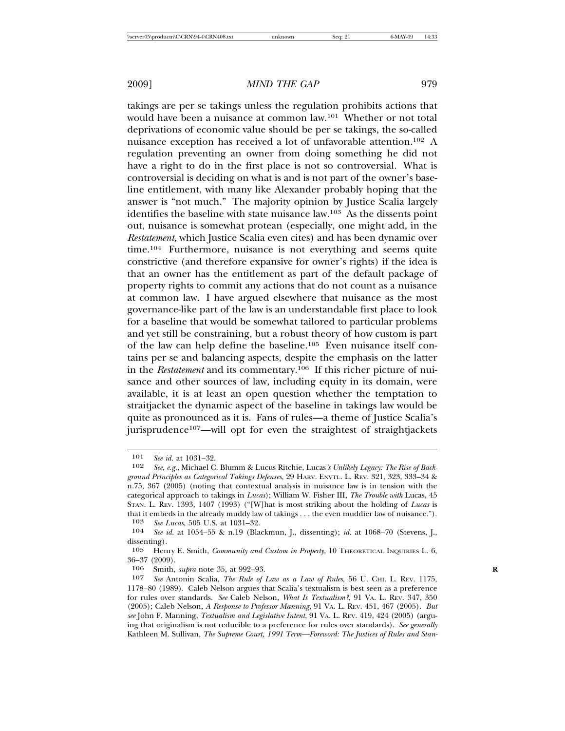takings are per se takings unless the regulation prohibits actions that would have been a nuisance at common law.[101] Whether or not total deprivations of economic value should be per se takings, the so-called nuisance exception has received a lot of unfavorable attention.[102] A regulation preventing an owner from doing something he did not have a right to do in the first place is not so controversial. What is controversial is deciding on what is and is not part of the owner's baseline entitlement, with many like Alexander probably hoping that the answer is "not much." The majority opinion by Justice Scalia largely identifies the baseline with state nuisance law.[103] As the dissents point out, nuisance is somewhat protean (especially, one might add, in the *Restatement*, which Justice Scalia even cites) and has been dynamic over time.[104] Furthermore, nuisance is not everything and seems quite constrictive (and therefore expansive for owner's rights) if the idea is that an owner has the entitlement as part of the default package of property rights to commit any actions that do not count as a nuisance at common law. I have argued elsewhere that nuisance as the most governance-like part of the law is an understandable first place to look for a baseline that would be somewhat tailored to particular problems and yet still be constraining, but a robust theory of how custom is part of the law can help define the baseline.[105] Even nuisance itself contains per se and balancing aspects, despite the emphasis on the latter in the *Restatement* and its commentary.[106] If this richer picture of nuisance and other sources of law, including equity in its domain, were available, it is at least an open question whether the temptation to straitjacket the dynamic aspect of the baseline in takings law would be quite as pronounced as it is. Fans of rules—a theme of Justice Scalia's jurisprudence[107]—will opt for even the straightest of straightjackets

---

101 *See id.* at 1031–32.

102 *See, e.g.*, Michael C. Blumm & Lucus Ritchie, Lucas*'s Unlikely Legacy: The Rise of Background Principles as Categorical Takings Defenses*, 29 HARV. ENVTL. L. REV. 321, 323, 333–34 & n.75, 367 (2005) (noting that contextual analysis in nuisance law is in tension with the categorical approach to takings in *Lucas*); William W. Fisher III, *The Trouble with* Lucas, 45 STAN. L. REV. 1393, 1407 (1993) ("[W]hat is most striking about the holding of *Lucas* is that it embeds in the already muddy law of takings . . . the even muddier law of nuisance.").

103 *See Lucas*, 505 U.S. at 1031–32.

104 *See id.* at 1054–55 & n.19 (Blackmun, J., dissenting); *id.* at 1068–70 (Stevens, J., dissenting).

105 Henry E. Smith, *Community and Custom in Property*, 10 THEORETICAL INQUIRIES L. 6, 36–37 (2009).

106 Smith, *supra* note 35, at 992–93.

107 *See* Antonin Scalia, *The Rule of Law as a Law of Rules*, 56 U. CHI. L. REV. 1175, 1178–80 (1989). Caleb Nelson argues that Scalia's textualism is best seen as a preference for rules over standards. *See* Caleb Nelson, *What Is Textualism?*, 91 VA. L. REV. 347, 350 (2005); Caleb Nelson, *A Response to Professor Manning*, 91 VA. L. REV. 451, 467 (2005). *But see* John F. Manning, *Textualism and Legislative Intent*, 91 VA. L. REV. 419, 424 (2005) (arguing that originalism is not reducible to a preference for rules over standards). *See generally* Kathleen M. Sullivan, *The Supreme Court, 1991 Term—Foreword: The Justices of Rules and Stan-*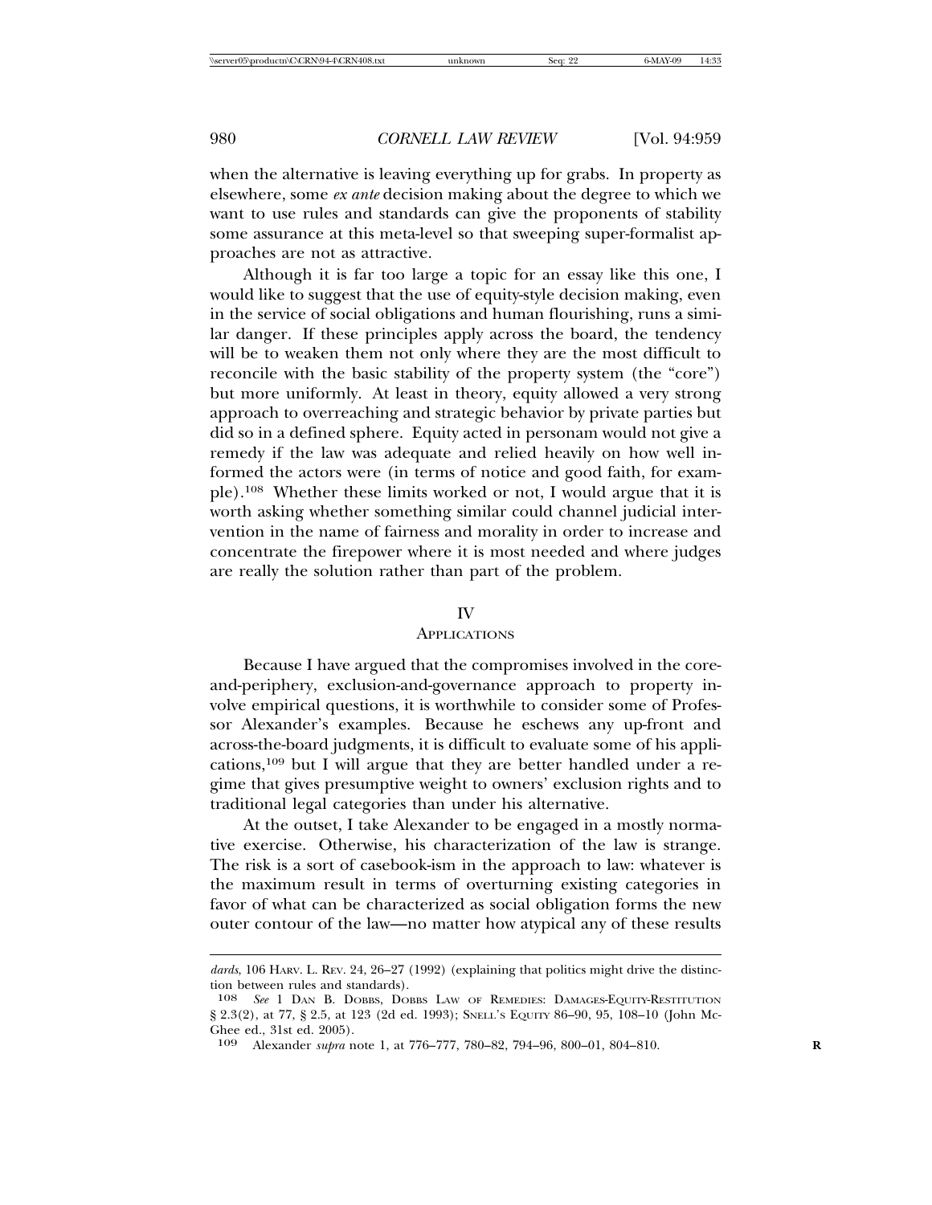when the alternative is leaving everything up for grabs. In property as elsewhere, some *ex ante* decision making about the degree to which we want to use rules and standards can give the proponents of stability some assurance at this meta-level so that sweeping super-formalist approaches are not as attractive.

Although it is far too large a topic for an essay like this one, I would like to suggest that the use of equity-style decision making, even in the service of social obligations and human flourishing, runs a similar danger. If these principles apply across the board, the tendency will be to weaken them not only where they are the most difficult to reconcile with the basic stability of the property system (the "core") but more uniformly. At least in theory, equity allowed a very strong approach to overreaching and strategic behavior by private parties but did so in a defined sphere. Equity acted in personam would not give a remedy if the law was adequate and relied heavily on how well informed the actors were (in terms of notice and good faith, for example).[108] Whether these limits worked or not, I would argue that it is worth asking whether something similar could channel judicial intervention in the name of fairness and morality in order to increase and concentrate the firepower where it is most needed and where judges are really the solution rather than part of the problem.

## IV
## Applications

Because I have argued that the compromises involved in the core-and-periphery, exclusion-and-governance approach to property involve empirical questions, it is worthwhile to consider some of Professor Alexander's examples. Because he eschews any up-front and across-the-board judgments, it is difficult to evaluate some of his applications,[109] but I will argue that they are better handled under a regime that gives presumptive weight to owners' exclusion rights and to traditional legal categories than under his alternative.

At the outset, I take Alexander to be engaged in a mostly normative exercise. Otherwise, his characterization of the law is strange. The risk is a sort of casebook-ism in the approach to law: whatever is the maximum result in terms of overturning existing categories in favor of what can be characterized as social obligation forms the new outer contour of the law—no matter how atypical any of these results

---

*dards*, 106 Harv. L. Rev. 24, 26–27 (1992) (explaining that politics might drive the distinction between rules and standards).

108 *See* 1 Dan B. Dobbs, Dobbs Law of Remedies: Damages-Equity-Restitution § 2.3(2), at 77, § 2.5, at 123 (2d ed. 1993); Snell's Equity 86–90, 95, 108–10 (John McGhee ed., 31st ed. 2005).

109 Alexander *supra* note 1, at 776–777, 780–82, 794–96, 800–01, 804–810.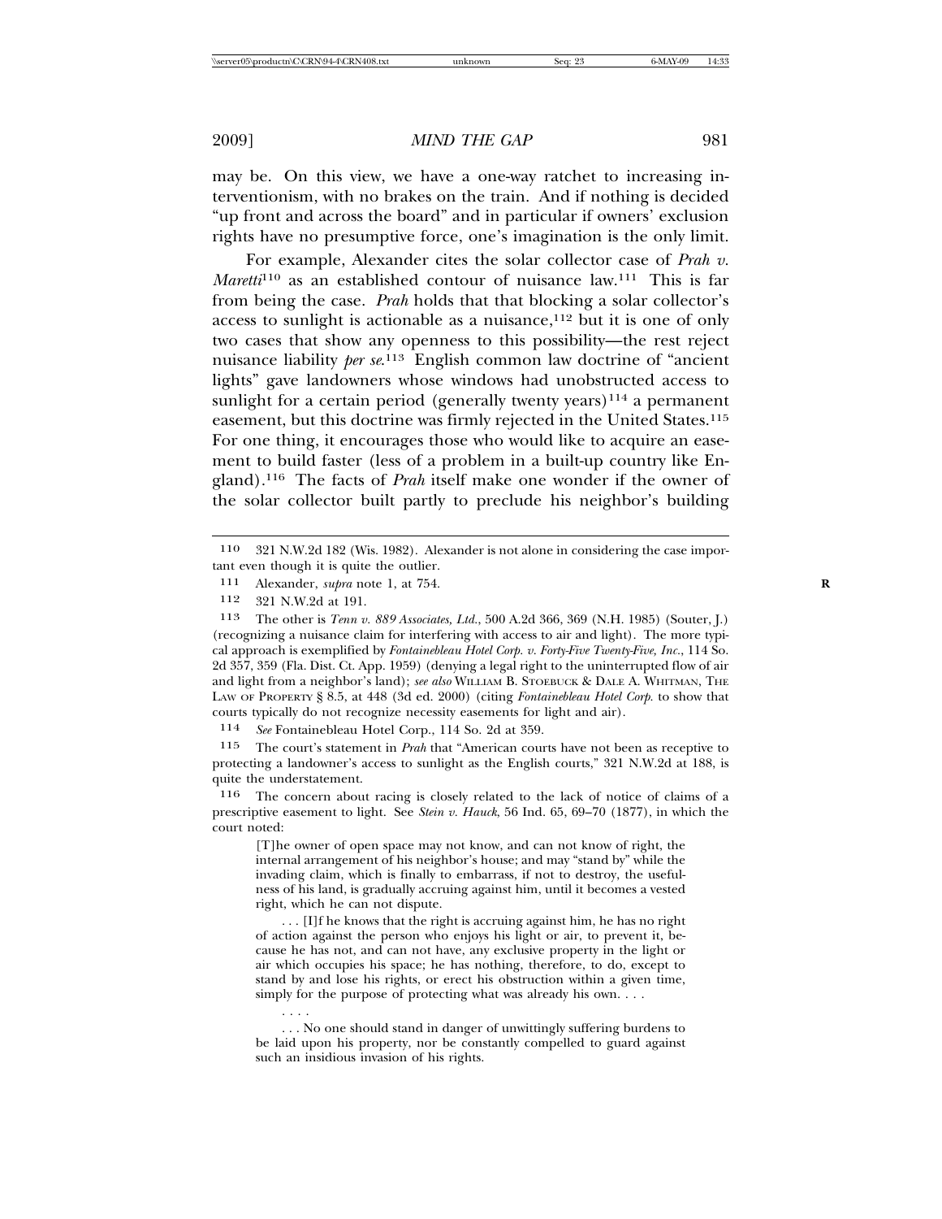may be. On this view, we have a one-way ratchet to increasing interventionism, with no brakes on the train. And if nothing is decided "up front and across the board" and in particular if owners' exclusion rights have no presumptive force, one's imagination is the only limit.

For example, Alexander cites the solar collector case of *Prah v. Maretti*[110] as an established contour of nuisance law.[111] This is far from being the case. *Prah* holds that that blocking a solar collector's access to sunlight is actionable as a nuisance,[112] but it is one of only two cases that show any openness to this possibility—the rest reject nuisance liability *per se*.[113] English common law doctrine of "ancient lights" gave landowners whose windows had unobstructed access to sunlight for a certain period (generally twenty years)[114] a permanent easement, but this doctrine was firmly rejected in the United States.[115] For one thing, it encourages those who would like to acquire an easement to build faster (less of a problem in a built-up country like England).[116] The facts of *Prah* itself make one wonder if the owner of the solar collector built partly to preclude his neighbor's building

---

110 321 N.W.2d 182 (Wis. 1982). Alexander is not alone in considering the case important even though it is quite the outlier.

111 Alexander, *supra* note 1, at 754.

112 321 N.W.2d at 191.

113 The other is *Tenn v. 889 Associates, Ltd.*, 500 A.2d 366, 369 (N.H. 1985) (Souter, J.) (recognizing a nuisance claim for interfering with access to air and light). The more typical approach is exemplified by *Fontainebleau Hotel Corp. v. Forty-Five Twenty-Five, Inc.*, 114 So. 2d 357, 359 (Fla. Dist. Ct. App. 1959) (denying a legal right to the uninterrupted flow of air and light from a neighbor's land); *see also* William B. Stoebuck & Dale A. Whitman, The Law of Property § 8.5, at 448 (3d ed. 2000) (citing *Fontainebleau Hotel Corp.* to show that courts typically do not recognize necessity easements for light and air).

114 *See* Fontainebleau Hotel Corp., 114 So. 2d at 359.

115 The court's statement in *Prah* that "American courts have not been as receptive to protecting a landowner's access to sunlight as the English courts," 321 N.W.2d at 188, is quite the understatement.

116 The concern about racing is closely related to the lack of notice of claims of a prescriptive easement to light. See *Stein v. Hauck*, 56 Ind. 65, 69–70 (1877), in which the court noted:

> [T]he owner of open space may not know, and can not know of right, the internal arrangement of his neighbor's house; and may "stand by" while the invading claim, which is finally to embarrass, if not to destroy, the usefulness of his land, is gradually accruing against him, until it becomes a vested right, which he can not dispute.
>
> . . . [I]f he knows that the right is accruing against him, he has no right of action against the person who enjoys his light or air, to prevent it, because he has not, and can not have, any exclusive property in the light or air which occupies his space; he has nothing, therefore, to do, except to stand by and lose his rights, or erect his obstruction within a given time, simply for the purpose of protecting what was already his own. . . .
>
> . . . .
>
> . . . No one should stand in danger of unwittingly suffering burdens to be laid upon his property, nor be constantly compelled to guard against such an insidious invasion of his rights.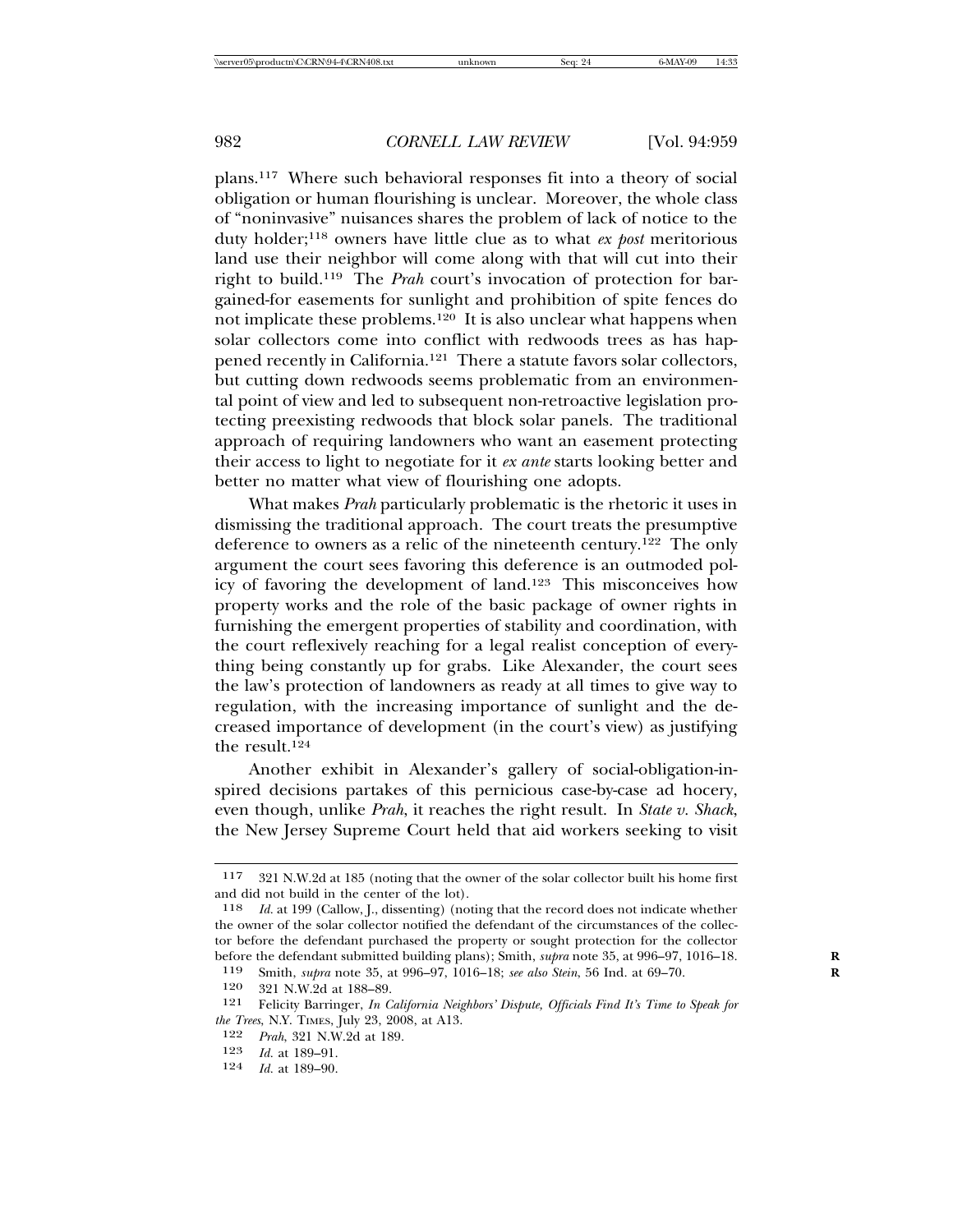plans.[117] Where such behavioral responses fit into a theory of social obligation or human flourishing is unclear. Moreover, the whole class of "noninvasive" nuisances shares the problem of lack of notice to the duty holder;[118] owners have little clue as to what *ex post* meritorious land use their neighbor will come along with that will cut into their right to build.[119] The *Prah* court's invocation of protection for bargained-for easements for sunlight and prohibition of spite fences do not implicate these problems.[120] It is also unclear what happens when solar collectors come into conflict with redwoods trees as has happened recently in California.[121] There a statute favors solar collectors, but cutting down redwoods seems problematic from an environmental point of view and led to subsequent non-retroactive legislation protecting preexisting redwoods that block solar panels. The traditional approach of requiring landowners who want an easement protecting their access to light to negotiate for it *ex ante* starts looking better and better no matter what view of flourishing one adopts.

What makes *Prah* particularly problematic is the rhetoric it uses in dismissing the traditional approach. The court treats the presumptive deference to owners as a relic of the nineteenth century.[122] The only argument the court sees favoring this deference is an outmoded policy of favoring the development of land.[123] This misconceives how property works and the role of the basic package of owner rights in furnishing the emergent properties of stability and coordination, with the court reflexively reaching for a legal realist conception of everything being constantly up for grabs. Like Alexander, the court sees the law's protection of landowners as ready at all times to give way to regulation, with the increasing importance of sunlight and the decreased importance of development (in the court's view) as justifying the result.[124]

Another exhibit in Alexander's gallery of social-obligation-inspired decisions partakes of this pernicious case-by-case ad hocery, even though, unlike *Prah*, it reaches the right result. In *State v. Shack*, the New Jersey Supreme Court held that aid workers seeking to visit

---

117 321 N.W.2d at 185 (noting that the owner of the solar collector built his home first and did not build in the center of the lot).

118 *Id.* at 199 (Callow, J., dissenting) (noting that the record does not indicate whether the owner of the solar collector notified the defendant of the circumstances of the collector before the defendant purchased the property or sought protection for the collector before the defendant submitted building plans); Smith, *supra* note 35, at 996–97, 1016–18.

119 Smith, *supra* note 35, at 996–97, 1016–18; *see also Stein*, 56 Ind. at 69–70.

120 321 N.W.2d at 188–89.

121 Felicity Barringer, *In California Neighbors' Dispute, Officials Find It's Time to Speak for the Trees*, N.Y. TIMES, July 23, 2008, at A13.

122 *Prah*, 321 N.W.2d at 189.

123 *Id.* at 189–91.

124 *Id.* at 189–90.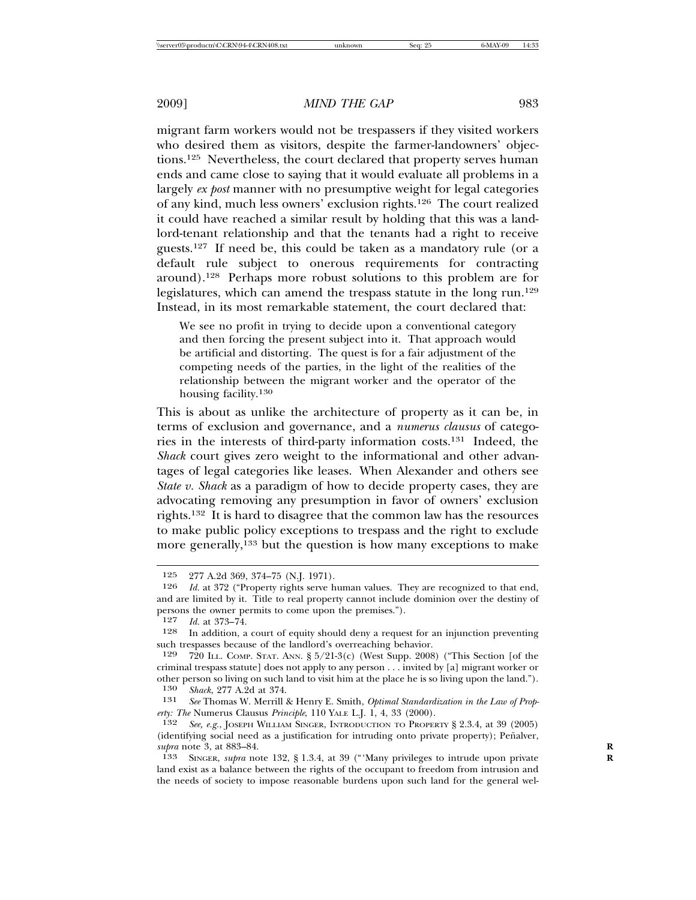migrant farm workers would not be trespassers if they visited workers who desired them as visitors, despite the farmer-landowners' objections.[125] Nevertheless, the court declared that property serves human ends and came close to saying that it would evaluate all problems in a largely *ex post* manner with no presumptive weight for legal categories of any kind, much less owners' exclusion rights.[126] The court realized it could have reached a similar result by holding that this was a landlord-tenant relationship and that the tenants had a right to receive guests.[127] If need be, this could be taken as a mandatory rule (or a default rule subject to onerous requirements for contracting around).[128] Perhaps more robust solutions to this problem are for legislatures, which can amend the trespass statute in the long run.[129] Instead, in its most remarkable statement, the court declared that:

> We see no profit in trying to decide upon a conventional category and then forcing the present subject into it. That approach would be artificial and distorting. The quest is for a fair adjustment of the competing needs of the parties, in the light of the realities of the relationship between the migrant worker and the operator of the housing facility.[130]

This is about as unlike the architecture of property as it can be, in terms of exclusion and governance, and a *numerus clausus* of categories in the interests of third-party information costs.[131] Indeed, the *Shack* court gives zero weight to the informational and other advantages of legal categories like leases. When Alexander and others see *State v. Shack* as a paradigm of how to decide property cases, they are advocating removing any presumption in favor of owners' exclusion rights.[132] It is hard to disagree that the common law has the resources to make public policy exceptions to trespass and the right to exclude more generally,[133] but the question is how many exceptions to make

---

[125] 277 A.2d 369, 374–75 (N.J. 1971).

[126] *Id.* at 372 ("Property rights serve human values. They are recognized to that end, and are limited by it. Title to real property cannot include dominion over the destiny of persons the owner permits to come upon the premises.").

[127] *Id.* at 373–74.

[128] In addition, a court of equity should deny a request for an injunction preventing such trespasses because of the landlord's overreaching behavior.

[129] 720 Ill. Comp. Stat. Ann. § 5/21-3(c) (West Supp. 2008) ("This Section [of the criminal trespass statute] does not apply to any person . . . invited by [a] migrant worker or other person so living on such land to visit him at the place he is so living upon the land.").

[130] *Shack*, 277 A.2d at 374.

[131] *See* Thomas W. Merrill & Henry E. Smith, *Optimal Standardization in the Law of Property: The* Numerus Clausus *Principle*, 110 Yale L.J. 1, 4, 33 (2000).

[132] *See, e.g.*, Joseph William Singer, Introduction to Property § 2.3.4, at 39 (2005) (identifying social need as a justification for intruding onto private property); Peñalver, *supra* note 3, at 883–84.

[133] Singer, *supra* note 132, § 1.3.4, at 39 ("'Many privileges to intrude upon private land exist as a balance between the rights of the occupant to freedom from intrusion and the needs of society to impose reasonable burdens upon such land for the general wel-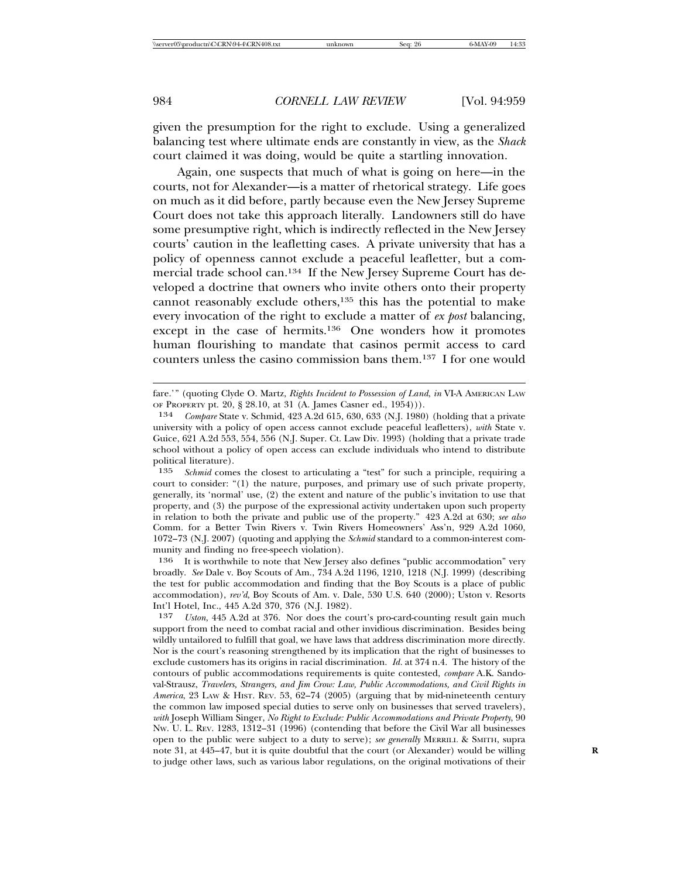given the presumption for the right to exclude. Using a generalized balancing test where ultimate ends are constantly in view, as the *Shack* court claimed it was doing, would be quite a startling innovation.

Again, one suspects that much of what is going on here—in the courts, not for Alexander—is a matter of rhetorical strategy. Life goes on much as it did before, partly because even the New Jersey Supreme Court does not take this approach literally. Landowners still do have some presumptive right, which is indirectly reflected in the New Jersey courts' caution in the leafletting cases. A private university that has a policy of openness cannot exclude a peaceful leafletter, but a commercial trade school can.[134] If the New Jersey Supreme Court has developed a doctrine that owners who invite others onto their property cannot reasonably exclude others,[135] this has the potential to make every invocation of the right to exclude a matter of *ex post* balancing, except in the case of hermits.[136] One wonders how it promotes human flourishing to mandate that casinos permit access to card counters unless the casino commission bans them.[137] I for one would

---

fare.'" (quoting Clyde O. Martz, *Rights Incident to Possession of Land*, *in* VI-A AMERICAN LAW OF PROPERTY pt. 20, § 28.10, at 31 (A. James Casner ed., 1954))).

134 *Compare* State v. Schmid, 423 A.2d 615, 630, 633 (N.J. 1980) (holding that a private university with a policy of open access cannot exclude peaceful leafletters), *with* State v. Guice, 621 A.2d 553, 554, 556 (N.J. Super. Ct. Law Div. 1993) (holding that a private trade school without a policy of open access can exclude individuals who intend to distribute political literature).

135 *Schmid* comes the closest to articulating a "test" for such a principle, requiring a court to consider: "(1) the nature, purposes, and primary use of such private property, generally, its 'normal' use, (2) the extent and nature of the public's invitation to use that property, and (3) the purpose of the expressional activity undertaken upon such property in relation to both the private and public use of the property." 423 A.2d at 630; *see also* Comm. for a Better Twin Rivers v. Twin Rivers Homeowners' Ass'n, 929 A.2d 1060, 1072–73 (N.J. 2007) (quoting and applying the *Schmid* standard to a common-interest community and finding no free-speech violation).

136 It is worthwhile to note that New Jersey also defines "public accommodation" very broadly. *See* Dale v. Boy Scouts of Am., 734 A.2d 1196, 1210, 1218 (N.J. 1999) (describing the test for public accommodation and finding that the Boy Scouts is a place of public accommodation), *rev'd*, Boy Scouts of Am. v. Dale, 530 U.S. 640 (2000); Uston v. Resorts Int'l Hotel, Inc., 445 A.2d 370, 376 (N.J. 1982).

137 *Uston*, 445 A.2d at 376. Nor does the court's pro-card-counting result gain much support from the need to combat racial and other invidious discrimination. Besides being wildly untailored to fulfill that goal, we have laws that address discrimination more directly. Nor is the court's reasoning strengthened by its implication that the right of businesses to exclude customers has its origins in racial discrimination. *Id.* at 374 n.4. The history of the contours of public accommodations requirements is quite contested, *compare* A.K. Sandoval-Strausz, *Travelers, Strangers, and Jim Crow: Law, Public Accommodations, and Civil Rights in America*, 23 LAW & HIST. REV. 53, 62–74 (2005) (arguing that by mid-nineteenth century the common law imposed special duties to serve only on businesses that served travelers), *with* Joseph William Singer, *No Right to Exclude: Public Accommodations and Private Property*, 90 NW. U. L. REV. 1283, 1312–31 (1996) (contending that before the Civil War all businesses open to the public were subject to a duty to serve); *see generally* MERRILL & SMITH, supra note 31, at 445–47, but it is quite doubtful that the court (or Alexander) would be willing to judge other laws, such as various labor regulations, on the original motivations of their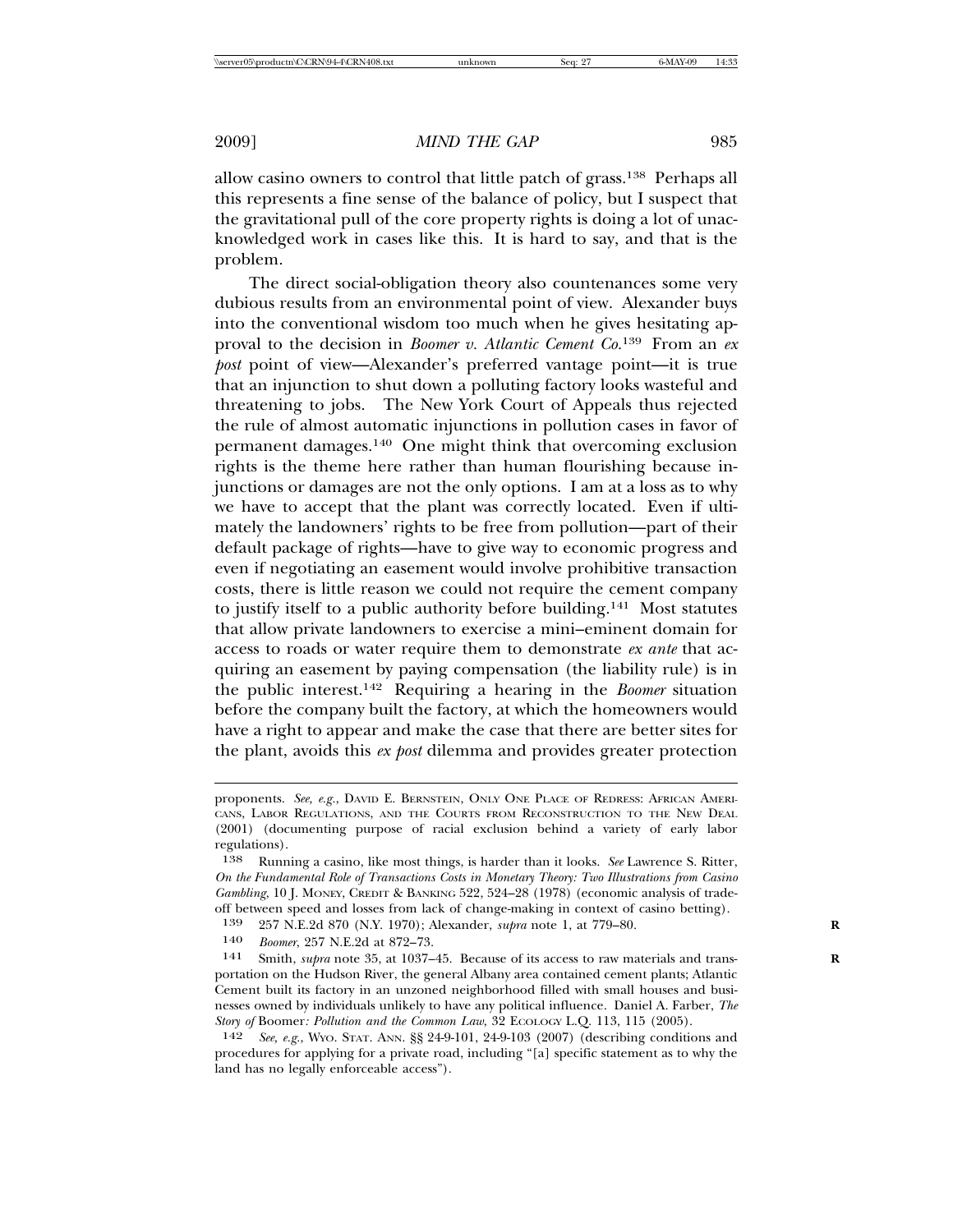allow casino owners to control that little patch of grass.[138] Perhaps all this represents a fine sense of the balance of policy, but I suspect that the gravitational pull of the core property rights is doing a lot of unacknowledged work in cases like this. It is hard to say, and that is the problem.

The direct social-obligation theory also countenances some very dubious results from an environmental point of view. Alexander buys into the conventional wisdom too much when he gives hesitating approval to the decision in *Boomer v. Atlantic Cement Co.*[139] From an *ex post* point of view—Alexander's preferred vantage point—it is true that an injunction to shut down a polluting factory looks wasteful and threatening to jobs. The New York Court of Appeals thus rejected the rule of almost automatic injunctions in pollution cases in favor of permanent damages.[140] One might think that overcoming exclusion rights is the theme here rather than human flourishing because injunctions or damages are not the only options. I am at a loss as to why we have to accept that the plant was correctly located. Even if ultimately the landowners' rights to be free from pollution—part of their default package of rights—have to give way to economic progress and even if negotiating an easement would involve prohibitive transaction costs, there is little reason we could not require the cement company to justify itself to a public authority before building.[141] Most statutes that allow private landowners to exercise a mini–eminent domain for access to roads or water require them to demonstrate *ex ante* that acquiring an easement by paying compensation (the liability rule) is in the public interest.[142] Requiring a hearing in the *Boomer* situation before the company built the factory, at which the homeowners would have a right to appear and make the case that there are better sites for the plant, avoids this *ex post* dilemma and provides greater protection

---

proponents. *See, e.g.*, DAVID E. BERNSTEIN, ONLY ONE PLACE OF REDRESS: AFRICAN AMERICANS, LABOR REGULATIONS, AND THE COURTS FROM RECONSTRUCTION TO THE NEW DEAL (2001) (documenting purpose of racial exclusion behind a variety of early labor regulations).

138 Running a casino, like most things, is harder than it looks. *See* Lawrence S. Ritter, *On the Fundamental Role of Transactions Costs in Monetary Theory: Two Illustrations from Casino Gambling*, 10 J. MONEY, CREDIT & BANKING 522, 524–28 (1978) (economic analysis of tradeoff between speed and losses from lack of change-making in context of casino betting).

139 257 N.E.2d 870 (N.Y. 1970); Alexander, *supra* note 1, at 779–80.

140 *Boomer*, 257 N.E.2d at 872–73.

141 Smith, *supra* note 35, at 1037–45. Because of its access to raw materials and transportation on the Hudson River, the general Albany area contained cement plants; Atlantic Cement built its factory in an unzoned neighborhood filled with small houses and businesses owned by individuals unlikely to have any political influence. Daniel A. Farber, *The Story of* Boomer*: Pollution and the Common Law*, 32 ECOLOGY L.Q. 113, 115 (2005).

142 *See, e.g.*, WYO. STAT. ANN. §§ 24-9-101, 24-9-103 (2007) (describing conditions and procedures for applying for a private road, including "[a] specific statement as to why the land has no legally enforceable access").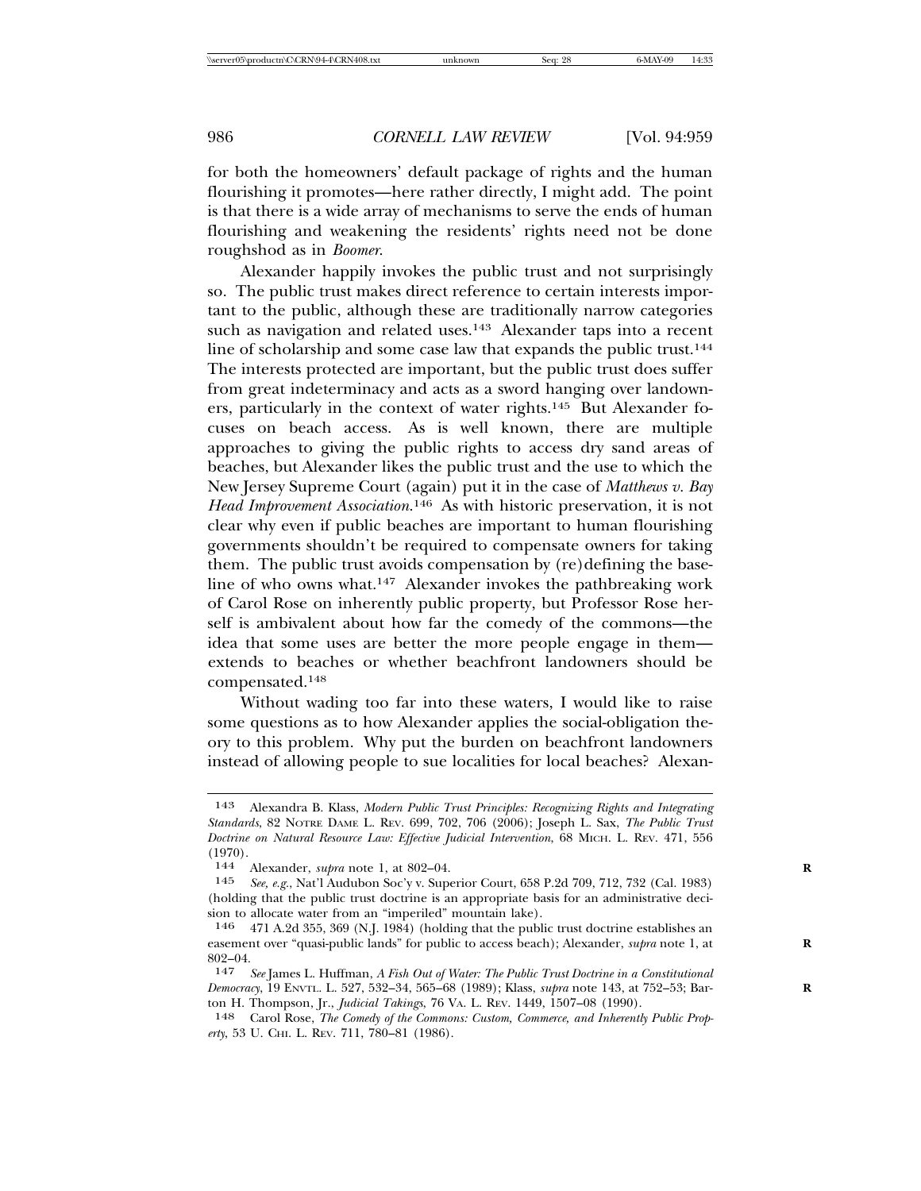for both the homeowners' default package of rights and the human flourishing it promotes—here rather directly, I might add. The point is that there is a wide array of mechanisms to serve the ends of human flourishing and weakening the residents' rights need not be done roughshod as in *Boomer*.

Alexander happily invokes the public trust and not surprisingly so. The public trust makes direct reference to certain interests important to the public, although these are traditionally narrow categories such as navigation and related uses.[143] Alexander taps into a recent line of scholarship and some case law that expands the public trust.[144] The interests protected are important, but the public trust does suffer from great indeterminacy and acts as a sword hanging over landowners, particularly in the context of water rights.[145] But Alexander focuses on beach access. As is well known, there are multiple approaches to giving the public rights to access dry sand areas of beaches, but Alexander likes the public trust and the use to which the New Jersey Supreme Court (again) put it in the case of *Matthews v. Bay Head Improvement Association*.[146] As with historic preservation, it is not clear why even if public beaches are important to human flourishing governments shouldn't be required to compensate owners for taking them. The public trust avoids compensation by (re)defining the baseline of who owns what.[147] Alexander invokes the pathbreaking work of Carol Rose on inherently public property, but Professor Rose herself is ambivalent about how far the comedy of the commons—the idea that some uses are better the more people engage in them—extends to beaches or whether beachfront landowners should be compensated.[148]

Without wading too far into these waters, I would like to raise some questions as to how Alexander applies the social-obligation theory to this problem. Why put the burden on beachfront landowners instead of allowing people to sue localities for local beaches? Alexan-

---

143 Alexandra B. Klass, *Modern Public Trust Principles: Recognizing Rights and Integrating Standards*, 82 NOTRE DAME L. REV. 699, 702, 706 (2006); Joseph L. Sax, *The Public Trust Doctrine on Natural Resource Law: Effective Judicial Intervention*, 68 MICH. L. REV. 471, 556 (1970).

144 Alexander, *supra* note 1, at 802–04.

145 *See, e.g.*, Nat'l Audubon Soc'y v. Superior Court, 658 P.2d 709, 712, 732 (Cal. 1983) (holding that the public trust doctrine is an appropriate basis for an administrative decision to allocate water from an "imperiled" mountain lake).

146 471 A.2d 355, 369 (N.J. 1984) (holding that the public trust doctrine establishes an easement over "quasi-public lands" for public to access beach); Alexander, *supra* note 1, at 802–04.

147 *See* James L. Huffman, *A Fish Out of Water: The Public Trust Doctrine in a Constitutional Democracy*, 19 ENVTL. L. 527, 532–34, 565–68 (1989); Klass, *supra* note 143, at 752–53; Barton H. Thompson, Jr., *Judicial Takings*, 76 VA. L. REV. 1449, 1507–08 (1990).

148 Carol Rose, *The Comedy of the Commons: Custom, Commerce, and Inherently Public Property*, 53 U. CHI. L. REV. 711, 780–81 (1986).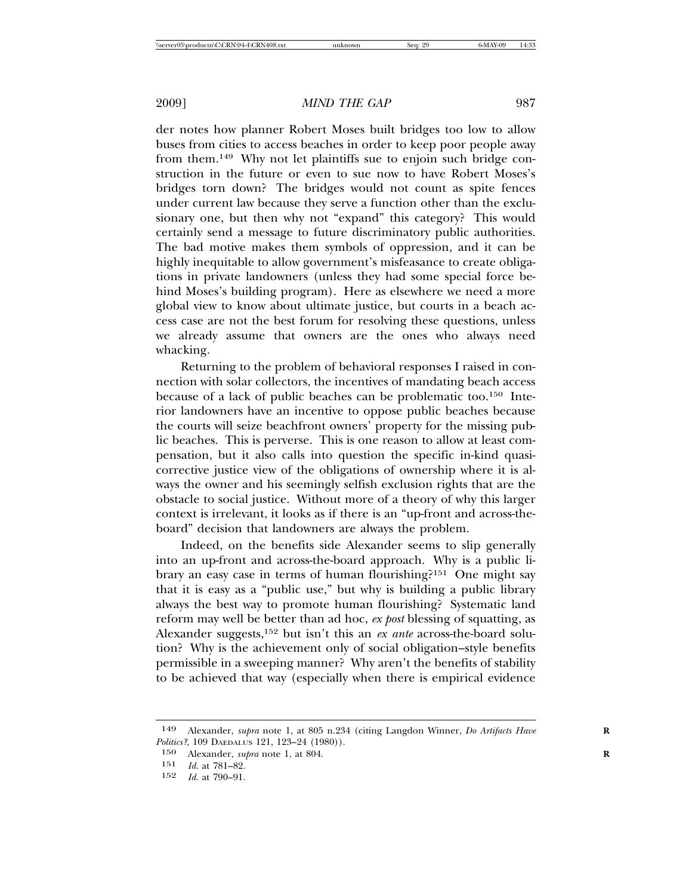der notes how planner Robert Moses built bridges too low to allow buses from cities to access beaches in order to keep poor people away from them.[149] Why not let plaintiffs sue to enjoin such bridge construction in the future or even to sue now to have Robert Moses's bridges torn down? The bridges would not count as spite fences under current law because they serve a function other than the exclusionary one, but then why not "expand" this category? This would certainly send a message to future discriminatory public authorities. The bad motive makes them symbols of oppression, and it can be highly inequitable to allow government's misfeasance to create obligations in private landowners (unless they had some special force behind Moses's building program). Here as elsewhere we need a more global view to know about ultimate justice, but courts in a beach access case are not the best forum for resolving these questions, unless we already assume that owners are the ones who always need whacking.

Returning to the problem of behavioral responses I raised in connection with solar collectors, the incentives of mandating beach access because of a lack of public beaches can be problematic too.[150] Interior landowners have an incentive to oppose public beaches because the courts will seize beachfront owners' property for the missing public beaches. This is perverse. This is one reason to allow at least compensation, but it also calls into question the specific in-kind quasi-corrective justice view of the obligations of ownership where it is always the owner and his seemingly selfish exclusion rights that are the obstacle to social justice. Without more of a theory of why this larger context is irrelevant, it looks as if there is an "up-front and across-the-board" decision that landowners are always the problem.

Indeed, on the benefits side Alexander seems to slip generally into an up-front and across-the-board approach. Why is a public library an easy case in terms of human flourishing?[151] One might say that it is easy as a "public use," but why is building a public library always the best way to promote human flourishing? Systematic land reform may well be better than ad hoc, *ex post* blessing of squatting, as Alexander suggests,[152] but isn't this an *ex ante* across-the-board solution? Why is the achievement only of social obligation–style benefits permissible in a sweeping manner? Why aren't the benefits of stability to be achieved that way (especially when there is empirical evidence

---

149 Alexander, *supra* note 1, at 805 n.234 (citing Langdon Winner, *Do Artifacts Have Politics?*, 109 DAEDALUS 121, 123–24 (1980)).

150 Alexander, *supra* note 1, at 804.

151 *Id.* at 781–82.

152 *Id.* at 790–91.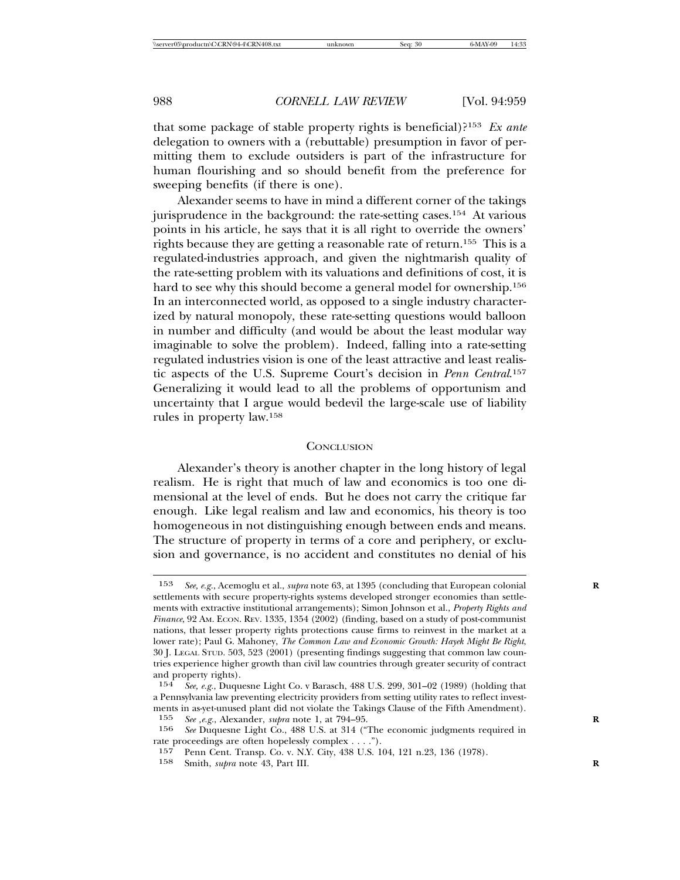that some package of stable property rights is beneficial)?[153] *Ex ante* delegation to owners with a (rebuttable) presumption in favor of permitting them to exclude outsiders is part of the infrastructure for human flourishing and so should benefit from the preference for sweeping benefits (if there is one).

Alexander seems to have in mind a different corner of the takings jurisprudence in the background: the rate-setting cases.[154] At various points in his article, he says that it is all right to override the owners' rights because they are getting a reasonable rate of return.[155] This is a regulated-industries approach, and given the nightmarish quality of the rate-setting problem with its valuations and definitions of cost, it is hard to see why this should become a general model for ownership.[156] In an interconnected world, as opposed to a single industry characterized by natural monopoly, these rate-setting questions would balloon in number and difficulty (and would be about the least modular way imaginable to solve the problem). Indeed, falling into a rate-setting regulated industries vision is one of the least attractive and least realistic aspects of the U.S. Supreme Court's decision in *Penn Central*.[157] Generalizing it would lead to all the problems of opportunism and uncertainty that I argue would bedevil the large-scale use of liability rules in property law.[158]

## Conclusion

Alexander's theory is another chapter in the long history of legal realism. He is right that much of law and economics is too one dimensional at the level of ends. But he does not carry the critique far enough. Like legal realism and law and economics, his theory is too homogeneous in not distinguishing enough between ends and means. The structure of property in terms of a core and periphery, or exclusion and governance, is no accident and constitutes no denial of his

---

153 *See, e.g.*, Acemoglu et al., *supra* note 63, at 1395 (concluding that European colonial settlements with secure property-rights systems developed stronger economies than settlements with extractive institutional arrangements); Simon Johnson et al., *Property Rights and Finance*, 92 AM. ECON. REV. 1335, 1354 (2002) (finding, based on a study of post-communist nations, that lesser property rights protections cause firms to reinvest in the market at a lower rate); Paul G. Mahoney, *The Common Law and Economic Growth: Hayek Might Be Right*, 30 J. LEGAL STUD. 503, 523 (2001) (presenting findings suggesting that common law countries experience higher growth than civil law countries through greater security of contract and property rights).

154 *See, e.g.*, Duquesne Light Co. v Barasch, 488 U.S. 299, 301–02 (1989) (holding that a Pennsylvania law preventing electricity providers from setting utility rates to reflect investments in as-yet-unused plant did not violate the Takings Clause of the Fifth Amendment).

155 *See ,e.g.*, Alexander, *supra* note 1, at 794–95.

156 *See* Duquesne Light Co., 488 U.S. at 314 ("The economic judgments required in rate proceedings are often hopelessly complex . . . .").

157 Penn Cent. Transp. Co. v. N.Y. City, 438 U.S. 104, 121 n.23, 136 (1978).

158 Smith, *supra* note 43, Part III.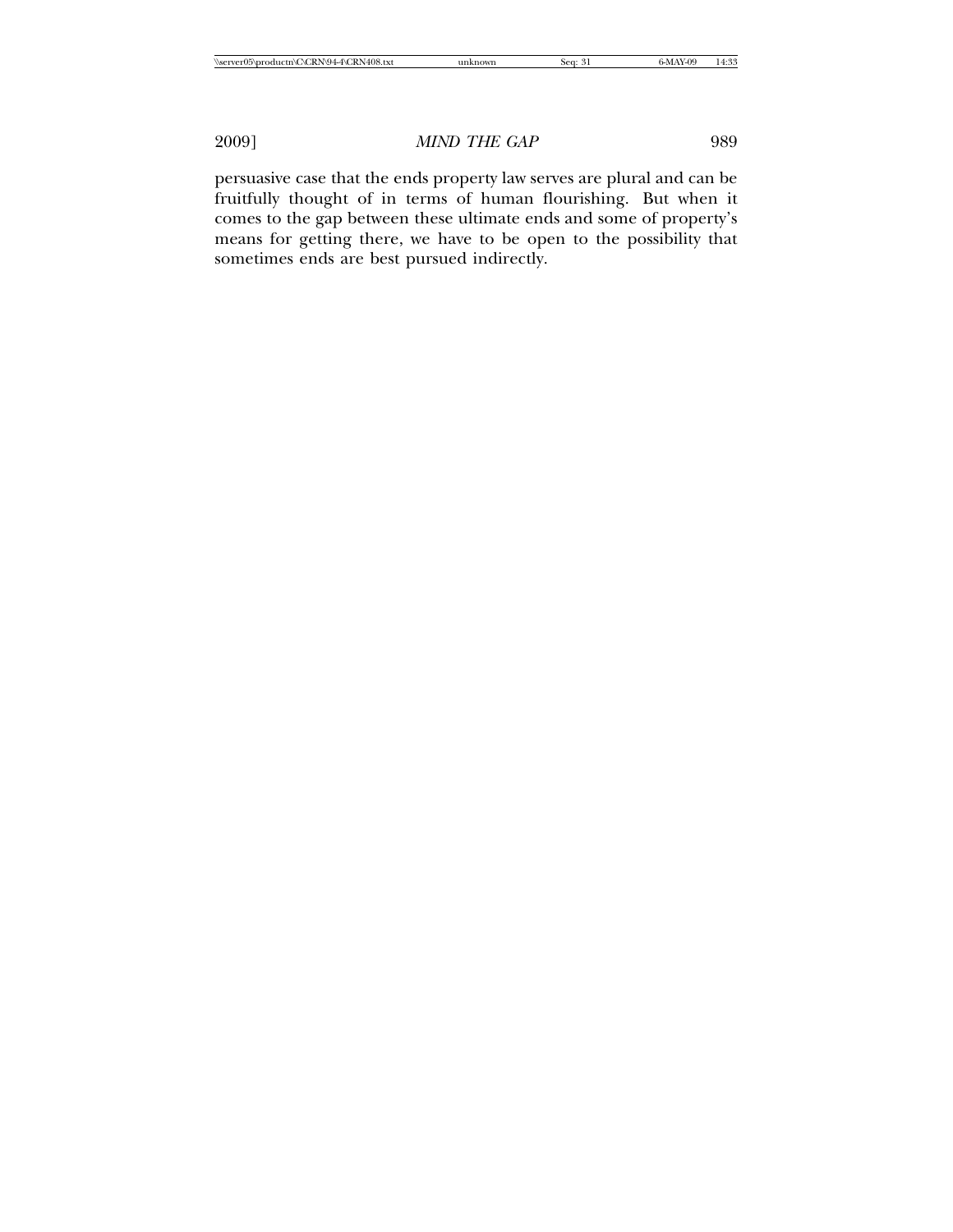persuasive case that the ends property law serves are plural and can be fruitfully thought of in terms of human flourishing. But when it comes to the gap between these ultimate ends and some of property's means for getting there, we have to be open to the possibility that sometimes ends are best pursued indirectly.